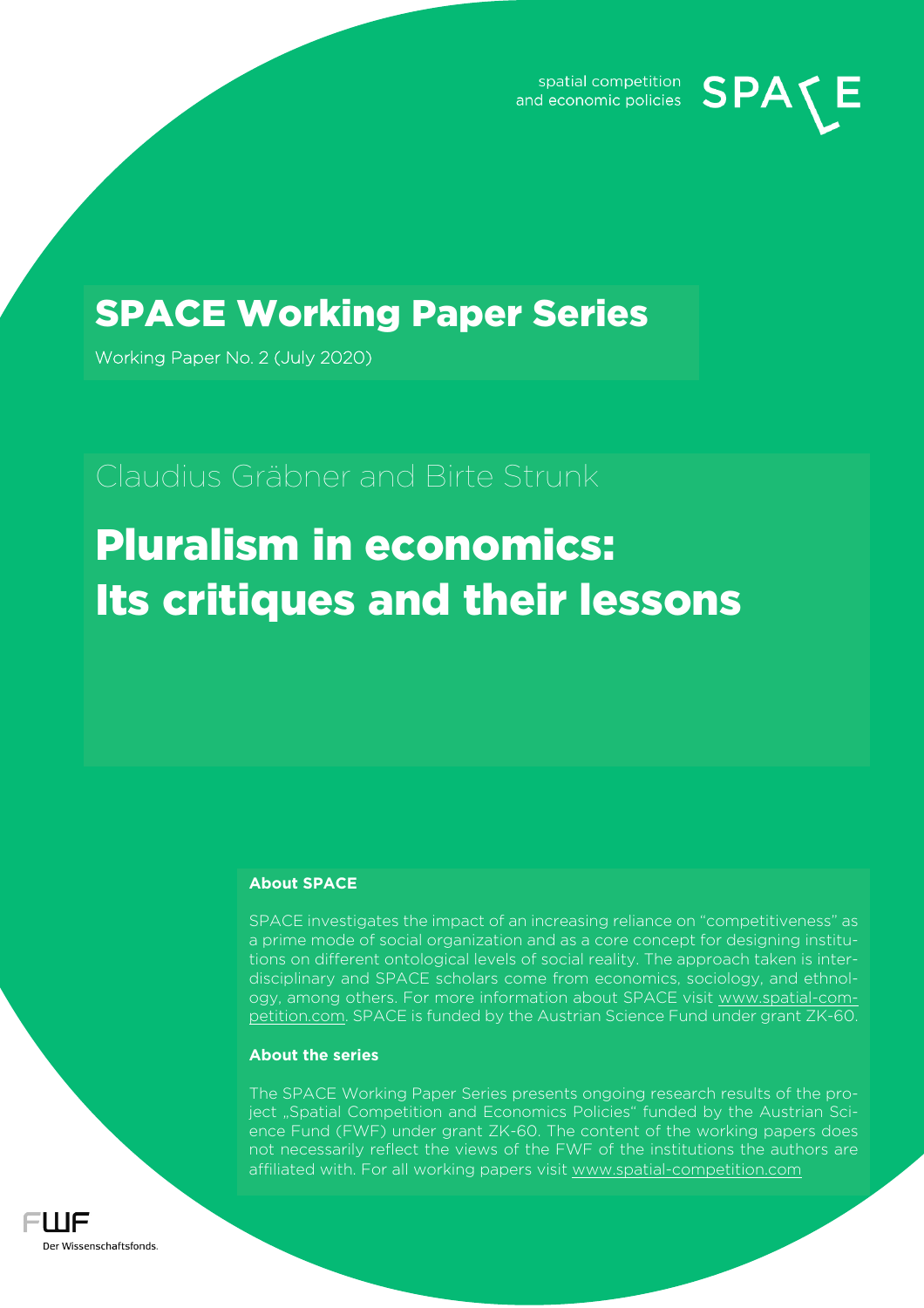spatial competition and economic policies SPACE

# SPACE Working Paper Series

Working Paper No. 2 (July 2020)

Claudius Gräbner and Birte Strunk

# Pluralism in economics: Its critiques and their lessons

**About SPACE**

SPACE investigates the impact of an increasing reliance on "competitiveness" as a prime mode of social organization and as a core concept for designing institutions on different ontological levels of social reality. The approach taken is interdisciplinary and SPACE scholars come from economics, sociology, and ethnology, among others. For more information about SPACE visit www.spatial-competition.com. SPACE is funded by the Austrian Science Fund under grant ZK-60.

**About the series**

The SPACE Working Paper Series presents ongoing research results of the project „Spatial Competition and Economics Policies" funded by the Austrian Science Fund (FWF) under grant ZK-60. The content of the working papers does not necessarily reflect the views of the FWF of the institutions the authors are affiliated with. For all working papers visit www.spatial-competition.com

FWF Der Wissenschaftsfonds.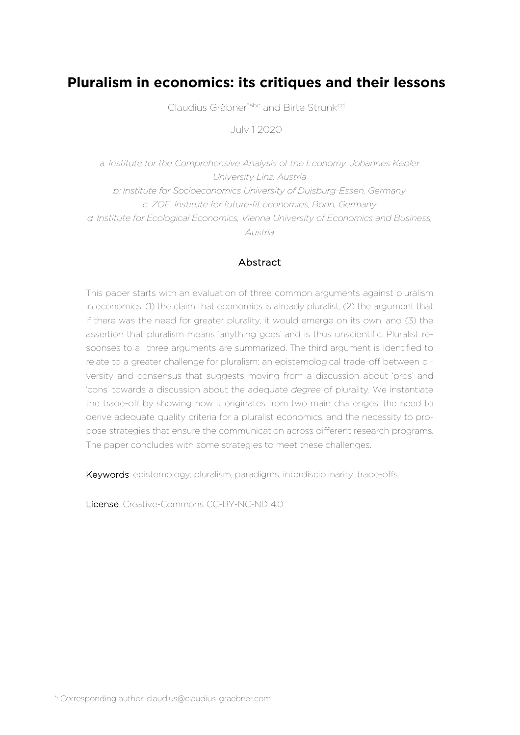# Pluralism in economics: its critiques and their lessons

Claudius Gräbner[*abc] and Birte Strunk[cd]

July 1 2020

*a: Institute for the Comprehensive Analysis of the Economy, Johannes Kepler University Linz, Austria*
*b: Institute for Socioeconomics University of Duisburg-Essen, Germany*
*c: ZOE. Institute for future-fit economies, Bonn, Germany*
*d: Institute for Ecological Economics, Vienna University of Economics and Business, Austria*

## Abstract

This paper starts with an evaluation of three common arguments against pluralism in economics: (1) the claim that economics is already pluralist, (2) the argument that if there was the need for greater plurality, it would emerge on its own, and (3) the assertion that pluralism means 'anything goes' and is thus unscientific. Pluralist responses to all three arguments are summarized. The third argument is identified to relate to a greater challenge for pluralism: an epistemological trade-off between diversity and consensus that suggests moving from a discussion about 'pros' and 'cons' towards a discussion about the adequate *degree* of plurality. We instantiate the trade-off by showing how it originates from two main challenges: the need to derive adequate quality criteria for a pluralist economics, and the necessity to propose strategies that ensure the communication across different research programs. The paper concludes with some strategies to meet these challenges.

Keywords: epistemology; pluralism; paradigms; interdisciplinarity; trade-offs

License: Creative-Commons CC-BY-NC-ND 4.0

[*]: Corresponding author: claudius@claudius-graebner.com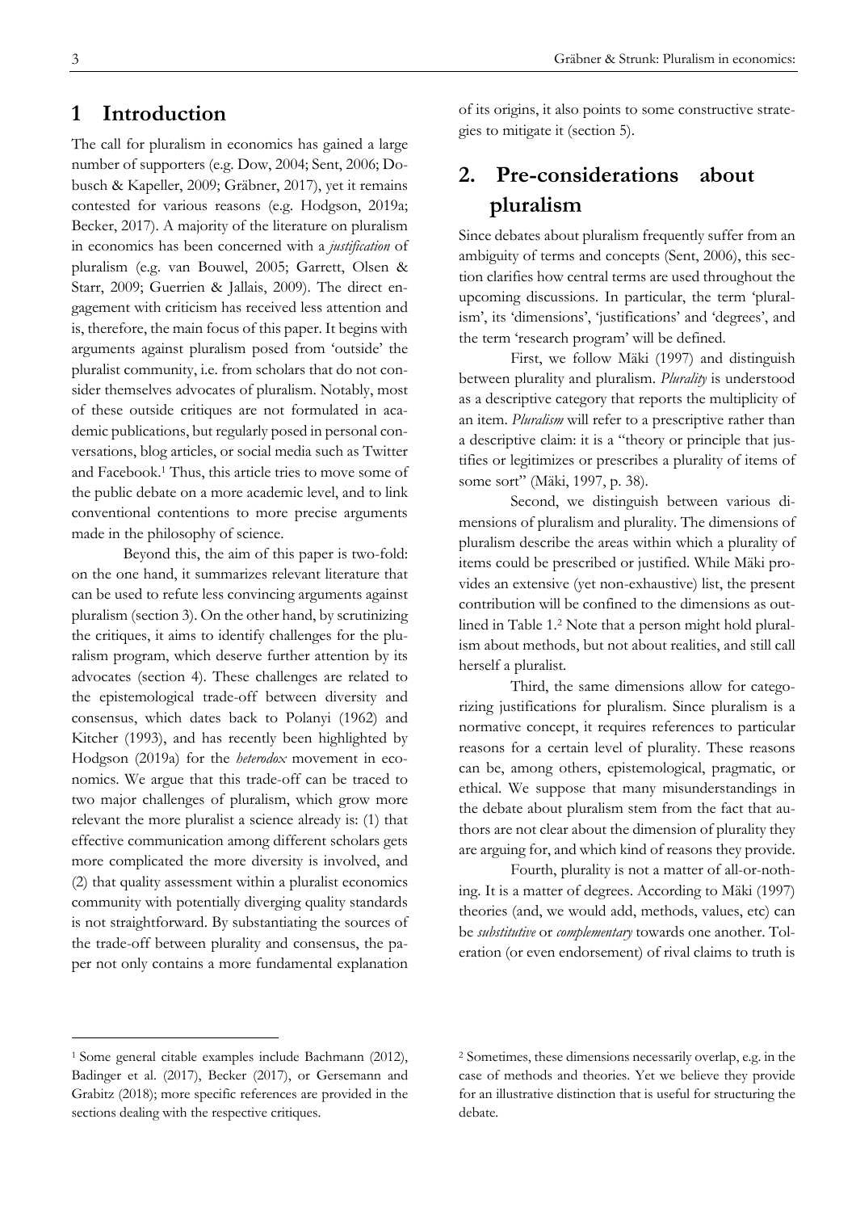# 1 Introduction

The call for pluralism in economics has gained a large number of supporters (e.g. Dow, 2004; Sent, 2006; Dobusch & Kapeller, 2009; Gräbner, 2017), yet it remains contested for various reasons (e.g. Hodgson, 2019a; Becker, 2017). A majority of the literature on pluralism in economics has been concerned with a *justification* of pluralism (e.g. van Bouwel, 2005; Garrett, Olsen & Starr, 2009; Guerrien & Jallais, 2009). The direct engagement with criticism has received less attention and is, therefore, the main focus of this paper. It begins with arguments against pluralism posed from 'outside' the pluralist community, i.e. from scholars that do not consider themselves advocates of pluralism. Notably, most of these outside critiques are not formulated in academic publications, but regularly posed in personal conversations, blog articles, or social media such as Twitter and Facebook.[1] Thus, this article tries to move some of the public debate on a more academic level, and to link conventional contentions to more precise arguments made in the philosophy of science.

Beyond this, the aim of this paper is two-fold: on the one hand, it summarizes relevant literature that can be used to refute less convincing arguments against pluralism (section 3). On the other hand, by scrutinizing the critiques, it aims to identify challenges for the pluralism program, which deserve further attention by its advocates (section 4). These challenges are related to the epistemological trade-off between diversity and consensus, which dates back to Polanyi (1962) and Kitcher (1993), and has recently been highlighted by Hodgson (2019a) for the *heterodox* movement in economics. We argue that this trade-off can be traced to two major challenges of pluralism, which grow more relevant the more pluralist a science already is: (1) that effective communication among different scholars gets more complicated the more diversity is involved, and (2) that quality assessment within a pluralist economics community with potentially diverging quality standards is not straightforward. By substantiating the sources of the trade-off between plurality and consensus, the paper not only contains a more fundamental explanation of its origins, it also points to some constructive strategies to mitigate it (section 5).

# 2. Pre-considerations about pluralism

Since debates about pluralism frequently suffer from an ambiguity of terms and concepts (Sent, 2006), this section clarifies how central terms are used throughout the upcoming discussions. In particular, the term 'pluralism', its 'dimensions', 'justifications' and 'degrees', and the term 'research program' will be defined.

First, we follow Mäki (1997) and distinguish between plurality and pluralism. *Plurality* is understood as a descriptive category that reports the multiplicity of an item. *Pluralism* will refer to a prescriptive rather than a descriptive claim: it is a "theory or principle that justifies or legitimizes or prescribes a plurality of items of some sort" (Mäki, 1997, p. 38).

Second, we distinguish between various dimensions of pluralism and plurality. The dimensions of pluralism describe the areas within which a plurality of items could be prescribed or justified. While Mäki provides an extensive (yet non-exhaustive) list, the present contribution will be confined to the dimensions as outlined in Table 1.[2] Note that a person might hold pluralism about methods, but not about realities, and still call herself a pluralist.

Third, the same dimensions allow for categorizing justifications for pluralism. Since pluralism is a normative concept, it requires references to particular reasons for a certain level of plurality. These reasons can be, among others, epistemological, pragmatic, or ethical. We suppose that many misunderstandings in the debate about pluralism stem from the fact that authors are not clear about the dimension of plurality they are arguing for, and which kind of reasons they provide.

Fourth, plurality is not a matter of all-or-nothing. It is a matter of degrees. According to Mäki (1997) theories (and, we would add, methods, values, etc) can be *substitutive* or *complementary* towards one another. Toleration (or even endorsement) of rival claims to truth is

[1] Some general citable examples include Bachmann (2012), Badinger et al. (2017), Becker (2017), or Gersemann and Grabitz (2018); more specific references are provided in the sections dealing with the respective critiques.

[2] Sometimes, these dimensions necessarily overlap, e.g. in the case of methods and theories. Yet we believe they provide for an illustrative distinction that is useful for structuring the debate.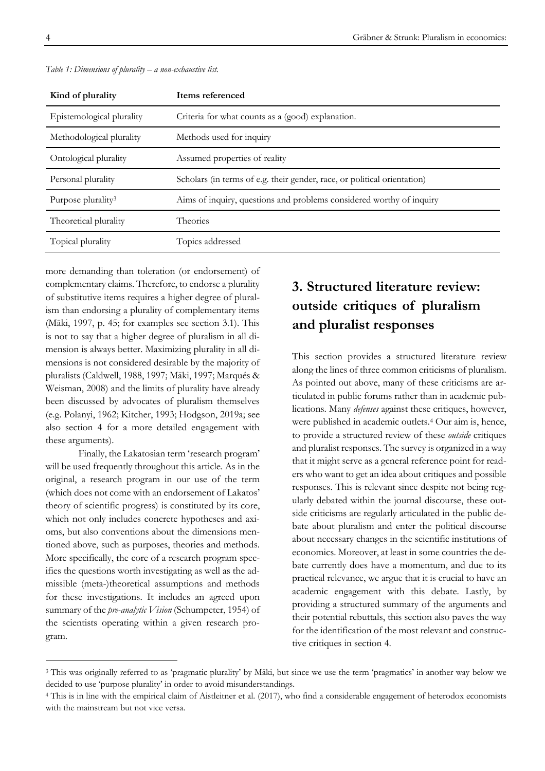*Table 1: Dimensions of plurality – a non-exhaustive list.*

| Kind of plurality | Items referenced |
|---|---|
| Epistemological plurality | Criteria for what counts as a (good) explanation. |
| Methodological plurality | Methods used for inquiry |
| Ontological plurality | Assumed properties of reality |
| Personal plurality | Scholars (in terms of e.g. their gender, race, or political orientation) |
| Purpose plurality[3] | Aims of inquiry, questions and problems considered worthy of inquiry |
| Theoretical plurality | Theories |
| Topical plurality | Topics addressed |

more demanding than toleration (or endorsement) of complementary claims. Therefore, to endorse a plurality of substitutive items requires a higher degree of pluralism than endorsing a plurality of complementary items (Mäki, 1997, p. 45; for examples see section 3.1). This is not to say that a higher degree of pluralism in all dimension is always better. Maximizing plurality in all dimensions is not considered desirable by the majority of pluralists (Caldwell, 1988, 1997; Mäki, 1997; Marqués & Weisman, 2008) and the limits of plurality have already been discussed by advocates of pluralism themselves (e.g. Polanyi, 1962; Kitcher, 1993; Hodgson, 2019a; see also section 4 for a more detailed engagement with these arguments).

Finally, the Lakatosian term 'research program' will be used frequently throughout this article. As in the original, a research program in our use of the term (which does not come with an endorsement of Lakatos' theory of scientific progress) is constituted by its core, which not only includes concrete hypotheses and axioms, but also conventions about the dimensions mentioned above, such as purposes, theories and methods. More specifically, the core of a research program specifies the questions worth investigating as well as the admissible (meta-)theoretical assumptions and methods for these investigations. It includes an agreed upon summary of the *pre-analytic Vision* (Schumpeter, 1954) of the scientists operating within a given research program.

## 3. Structured literature review: outside critiques of pluralism and pluralist responses

This section provides a structured literature review along the lines of three common criticisms of pluralism. As pointed out above, many of these criticisms are articulated in public forums rather than in academic publications. Many *defenses* against these critiques, however, were published in academic outlets.[4] Our aim is, hence, to provide a structured review of these *outside* critiques and pluralist responses. The survey is organized in a way that it might serve as a general reference point for readers who want to get an idea about critiques and possible responses. This is relevant since despite not being regularly debated within the journal discourse, these outside criticisms are regularly articulated in the public debate about pluralism and enter the political discourse about necessary changes in the scientific institutions of economics. Moreover, at least in some countries the debate currently does have a momentum, and due to its practical relevance, we argue that it is crucial to have an academic engagement with this debate. Lastly, by providing a structured summary of the arguments and their potential rebuttals, this section also paves the way for the identification of the most relevant and constructive critiques in section 4.

---

[3] This was originally referred to as 'pragmatic plurality' by Mäki, but since we use the term 'pragmatics' in another way below we decided to use 'purpose plurality' in order to avoid misunderstandings.

[4] This is in line with the empirical claim of Aistleitner et al. (2017), who find a considerable engagement of heterodox economists with the mainstream but not vice versa.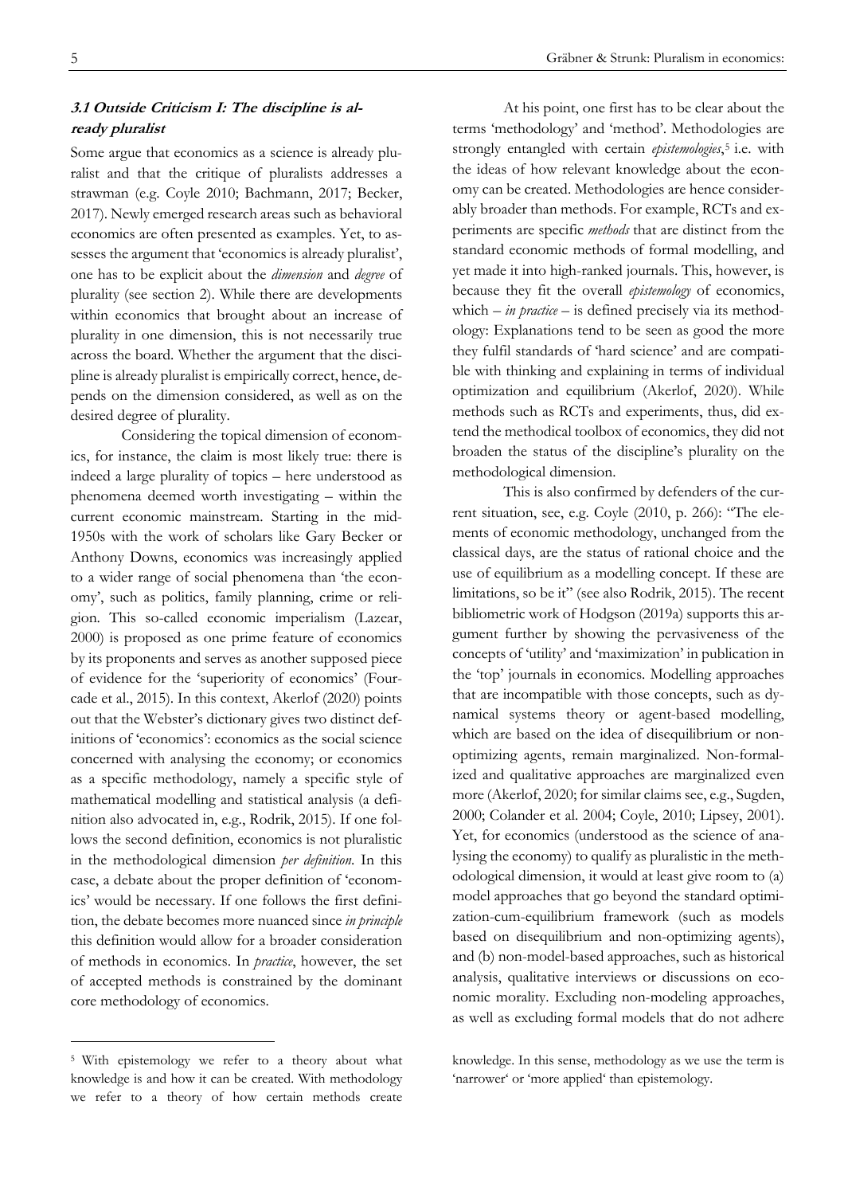### ***3.1 Outside Criticism I: The discipline is already pluralist***

Some argue that economics as a science is already pluralist and that the critique of pluralists addresses a strawman (e.g. Coyle 2010; Bachmann, 2017; Becker, 2017). Newly emerged research areas such as behavioral economics are often presented as examples. Yet, to assesses the argument that 'economics is already pluralist', one has to be explicit about the *dimension* and *degree* of plurality (see section 2). While there are developments within economics that brought about an increase of plurality in one dimension, this is not necessarily true across the board. Whether the argument that the discipline is already pluralist is empirically correct, hence, depends on the dimension considered, as well as on the desired degree of plurality.

Considering the topical dimension of economics, for instance, the claim is most likely true: there is indeed a large plurality of topics – here understood as phenomena deemed worth investigating – within the current economic mainstream. Starting in the mid-1950s with the work of scholars like Gary Becker or Anthony Downs, economics was increasingly applied to a wider range of social phenomena than 'the economy', such as politics, family planning, crime or religion. This so-called economic imperialism (Lazear, 2000) is proposed as one prime feature of economics by its proponents and serves as another supposed piece of evidence for the 'superiority of economics' (Fourcade et al., 2015). In this context, Akerlof (2020) points out that the Webster's dictionary gives two distinct definitions of 'economics': economics as the social science concerned with analysing the economy; or economics as a specific methodology, namely a specific style of mathematical modelling and statistical analysis (a definition also advocated in, e.g., Rodrik, 2015). If one follows the second definition, economics is not pluralistic in the methodological dimension *per definition*. In this case, a debate about the proper definition of 'economics' would be necessary. If one follows the first definition, the debate becomes more nuanced since *in principle* this definition would allow for a broader consideration of methods in economics. In *practice*, however, the set of accepted methods is constrained by the dominant core methodology of economics.

At his point, one first has to be clear about the terms 'methodology' and 'method'. Methodologies are strongly entangled with certain *epistemologies*,[5] i.e. with the ideas of how relevant knowledge about the economy can be created. Methodologies are hence considerably broader than methods. For example, RCTs and experiments are specific *methods* that are distinct from the standard economic methods of formal modelling, and yet made it into high-ranked journals. This, however, is because they fit the overall *epistemology* of economics, which – *in practice* – is defined precisely via its methodology: Explanations tend to be seen as good the more they fulfil standards of 'hard science' and are compatible with thinking and explaining in terms of individual optimization and equilibrium (Akerlof, 2020). While methods such as RCTs and experiments, thus, did extend the methodical toolbox of economics, they did not broaden the status of the discipline's plurality on the methodological dimension.

This is also confirmed by defenders of the current situation, see, e.g. Coyle (2010, p. 266): "The elements of economic methodology, unchanged from the classical days, are the status of rational choice and the use of equilibrium as a modelling concept. If these are limitations, so be it" (see also Rodrik, 2015). The recent bibliometric work of Hodgson (2019a) supports this argument further by showing the pervasiveness of the concepts of 'utility' and 'maximization' in publication in the 'top' journals in economics. Modelling approaches that are incompatible with those concepts, such as dynamical systems theory or agent-based modelling, which are based on the idea of disequilibrium or non-optimizing agents, remain marginalized. Non-formalized and qualitative approaches are marginalized even more (Akerlof, 2020; for similar claims see, e.g., Sugden, 2000; Colander et al. 2004; Coyle, 2010; Lipsey, 2001). Yet, for economics (understood as the science of analysing the economy) to qualify as pluralistic in the methodological dimension, it would at least give room to (a) model approaches that go beyond the standard optimization-cum-equilibrium framework (such as models based on disequilibrium and non-optimizing agents), and (b) non-model-based approaches, such as historical analysis, qualitative interviews or discussions on economic morality. Excluding non-modeling approaches, as well as excluding formal models that do not adhere

[5] With epistemology we refer to a theory about what knowledge is and how it can be created. With methodology we refer to a theory of how certain methods create knowledge. In this sense, methodology as we use the term is 'narrower' or 'more applied' than epistemology.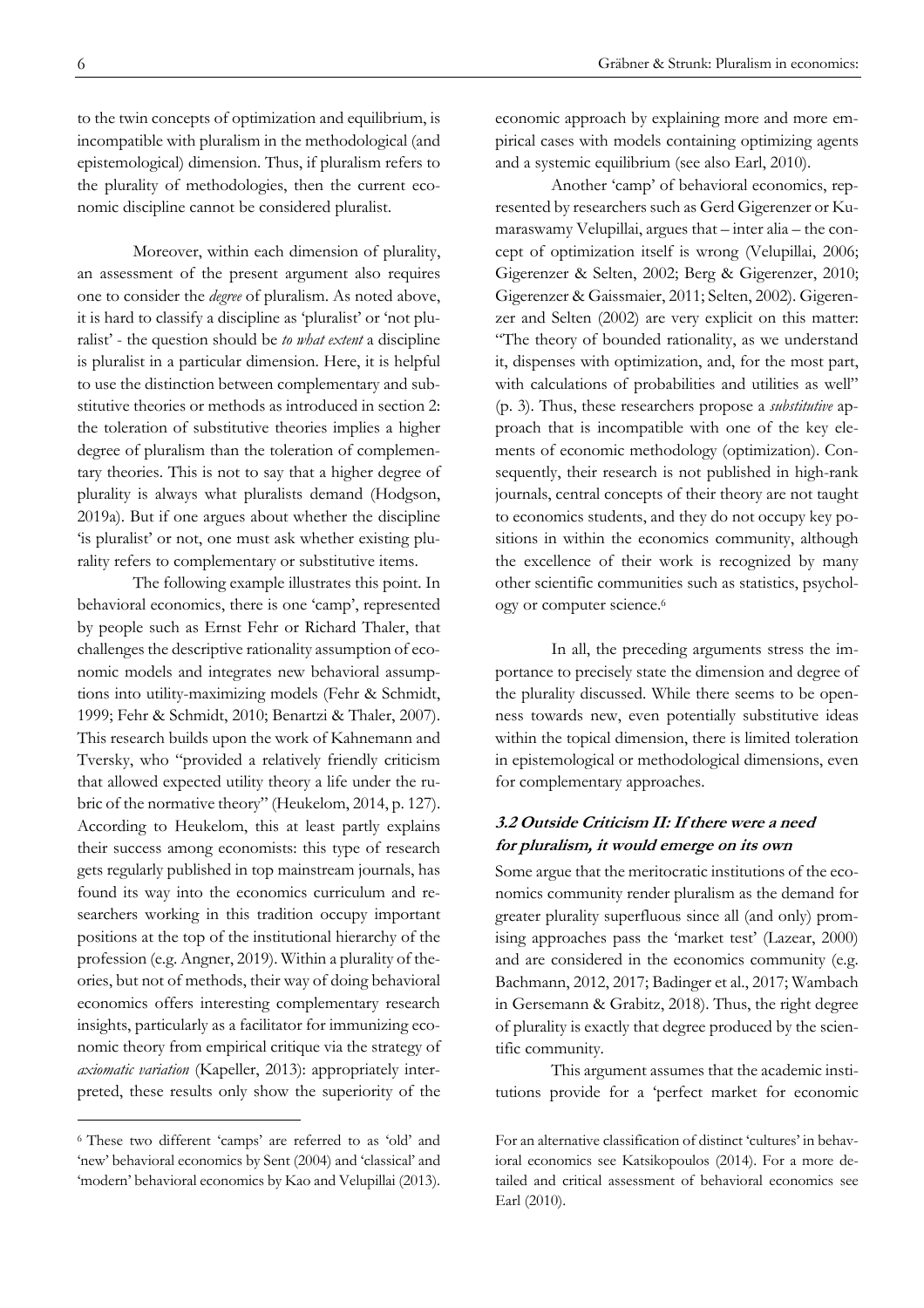to the twin concepts of optimization and equilibrium, is incompatible with pluralism in the methodological (and epistemological) dimension. Thus, if pluralism refers to the plurality of methodologies, then the current economic discipline cannot be considered pluralist.

Moreover, within each dimension of plurality, an assessment of the present argument also requires one to consider the *degree* of pluralism. As noted above, it is hard to classify a discipline as 'pluralist' or 'not pluralist' - the question should be *to what extent* a discipline is pluralist in a particular dimension. Here, it is helpful to use the distinction between complementary and substitutive theories or methods as introduced in section 2: the toleration of substitutive theories implies a higher degree of pluralism than the toleration of complementary theories. This is not to say that a higher degree of plurality is always what pluralists demand (Hodgson, 2019a). But if one argues about whether the discipline 'is pluralist' or not, one must ask whether existing plurality refers to complementary or substitutive items.

The following example illustrates this point. In behavioral economics, there is one 'camp', represented by people such as Ernst Fehr or Richard Thaler, that challenges the descriptive rationality assumption of economic models and integrates new behavioral assumptions into utility-maximizing models (Fehr & Schmidt, 1999; Fehr & Schmidt, 2010; Benartzi & Thaler, 2007). This research builds upon the work of Kahnemann and Tversky, who "provided a relatively friendly criticism that allowed expected utility theory a life under the rubric of the normative theory" (Heukelom, 2014, p. 127). According to Heukelom, this at least partly explains their success among economists: this type of research gets regularly published in top mainstream journals, has found its way into the economics curriculum and researchers working in this tradition occupy important positions at the top of the institutional hierarchy of the profession (e.g. Angner, 2019). Within a plurality of theories, but not of methods, their way of doing behavioral economics offers interesting complementary research insights, particularly as a facilitator for immunizing economic theory from empirical critique via the strategy of *axiomatic variation* (Kapeller, 2013): appropriately interpreted, these results only show the superiority of the economic approach by explaining more and more empirical cases with models containing optimizing agents and a systemic equilibrium (see also Earl, 2010).

Another 'camp' of behavioral economics, represented by researchers such as Gerd Gigerenzer or Kumaraswamy Velupillai, argues that – inter alia – the concept of optimization itself is wrong (Velupillai, 2006; Gigerenzer & Selten, 2002; Berg & Gigerenzer, 2010; Gigerenzer & Gaissmaier, 2011; Selten, 2002). Gigerenzer and Selten (2002) are very explicit on this matter: "The theory of bounded rationality, as we understand it, dispenses with optimization, and, for the most part, with calculations of probabilities and utilities as well" (p. 3). Thus, these researchers propose a *substitutive* approach that is incompatible with one of the key elements of economic methodology (optimization). Consequently, their research is not published in high-rank journals, central concepts of their theory are not taught to economics students, and they do not occupy key positions in within the economics community, although the excellence of their work is recognized by many other scientific communities such as statistics, psychology or computer science.[6]

In all, the preceding arguments stress the importance to precisely state the dimension and degree of the plurality discussed. While there seems to be openness towards new, even potentially substitutive ideas within the topical dimension, there is limited toleration in epistemological or methodological dimensions, even for complementary approaches.

### 3.2 Outside Criticism II: If there were a need for pluralism, it would emerge on its own

Some argue that the meritocratic institutions of the economics community render pluralism as the demand for greater plurality superfluous since all (and only) promising approaches pass the 'market test' (Lazear, 2000) and are considered in the economics community (e.g. Bachmann, 2012, 2017; Badinger et al., 2017; Wambach in Gersemann & Grabitz, 2018). Thus, the right degree of plurality is exactly that degree produced by the scientific community.

This argument assumes that the academic institutions provide for a 'perfect market for economic

[6] These two different 'camps' are referred to as 'old' and 'new' behavioral economics by Sent (2004) and 'classical' and 'modern' behavioral economics by Kao and Velupillai (2013). For an alternative classification of distinct 'cultures' in behavioral economics see Katsikopoulos (2014). For a more detailed and critical assessment of behavioral economics see Earl (2010).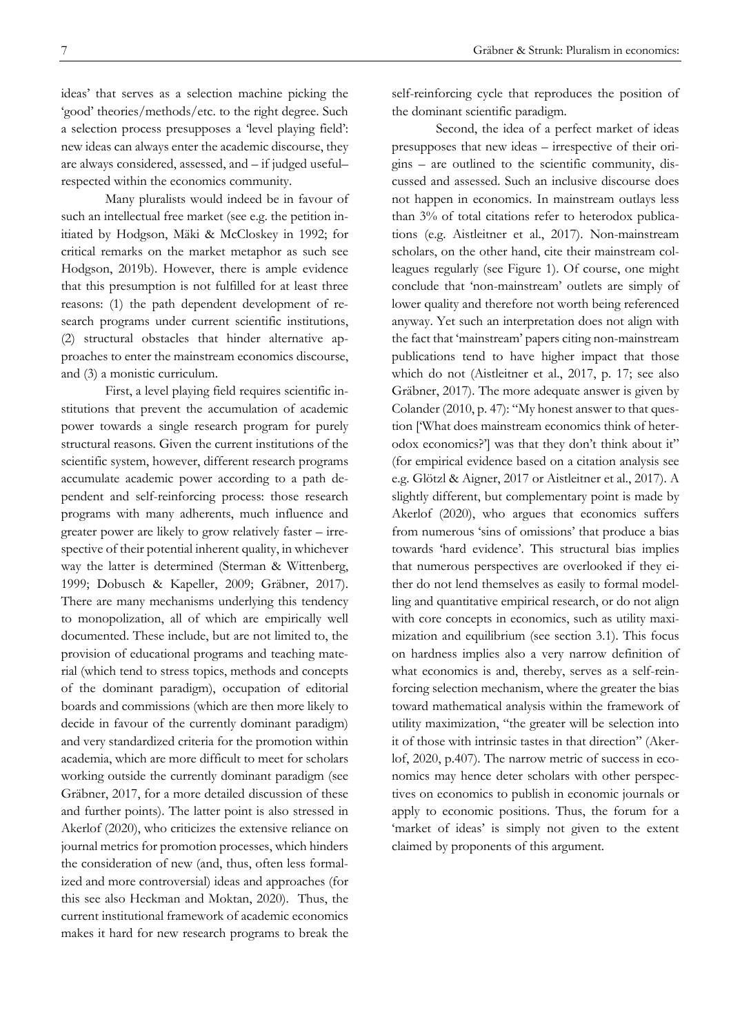ideas' that serves as a selection machine picking the 'good' theories/methods/etc. to the right degree. Such a selection process presupposes a 'level playing field': new ideas can always enter the academic discourse, they are always considered, assessed, and – if judged useful– respected within the economics community.

Many pluralists would indeed be in favour of such an intellectual free market (see e.g. the petition initiated by Hodgson, Mäki & McCloskey in 1992; for critical remarks on the market metaphor as such see Hodgson, 2019b). However, there is ample evidence that this presumption is not fulfilled for at least three reasons: (1) the path dependent development of research programs under current scientific institutions, (2) structural obstacles that hinder alternative approaches to enter the mainstream economics discourse, and (3) a monistic curriculum.

First, a level playing field requires scientific institutions that prevent the accumulation of academic power towards a single research program for purely structural reasons. Given the current institutions of the scientific system, however, different research programs accumulate academic power according to a path dependent and self-reinforcing process: those research programs with many adherents, much influence and greater power are likely to grow relatively faster – irrespective of their potential inherent quality, in whichever way the latter is determined (Sterman & Wittenberg, 1999; Dobusch & Kapeller, 2009; Gräbner, 2017). There are many mechanisms underlying this tendency to monopolization, all of which are empirically well documented. These include, but are not limited to, the provision of educational programs and teaching material (which tend to stress topics, methods and concepts of the dominant paradigm), occupation of editorial boards and commissions (which are then more likely to decide in favour of the currently dominant paradigm) and very standardized criteria for the promotion within academia, which are more difficult to meet for scholars working outside the currently dominant paradigm (see Gräbner, 2017, for a more detailed discussion of these and further points). The latter point is also stressed in Akerlof (2020), who criticizes the extensive reliance on journal metrics for promotion processes, which hinders the consideration of new (and, thus, often less formalized and more controversial) ideas and approaches (for this see also Heckman and Moktan, 2020). Thus, the current institutional framework of academic economics makes it hard for new research programs to break the self-reinforcing cycle that reproduces the position of the dominant scientific paradigm.

Second, the idea of a perfect market of ideas presupposes that new ideas – irrespective of their origins – are outlined to the scientific community, discussed and assessed. Such an inclusive discourse does not happen in economics. In mainstream outlays less than 3% of total citations refer to heterodox publications (e.g. Aistleitner et al., 2017). Non-mainstream scholars, on the other hand, cite their mainstream colleagues regularly (see Figure 1). Of course, one might conclude that 'non-mainstream' outlets are simply of lower quality and therefore not worth being referenced anyway. Yet such an interpretation does not align with the fact that 'mainstream' papers citing non-mainstream publications tend to have higher impact that those which do not (Aistleitner et al., 2017, p. 17; see also Gräbner, 2017). The more adequate answer is given by Colander (2010, p. 47): "My honest answer to that question ['What does mainstream economics think of heterodox economics?'] was that they don't think about it" (for empirical evidence based on a citation analysis see e.g. Glötzl & Aigner, 2017 or Aistleitner et al., 2017). A slightly different, but complementary point is made by Akerlof (2020), who argues that economics suffers from numerous 'sins of omissions' that produce a bias towards 'hard evidence'. This structural bias implies that numerous perspectives are overlooked if they either do not lend themselves as easily to formal modelling and quantitative empirical research, or do not align with core concepts in economics, such as utility maximization and equilibrium (see section 3.1). This focus on hardness implies also a very narrow definition of what economics is and, thereby, serves as a self-reinforcing selection mechanism, where the greater the bias toward mathematical analysis within the framework of utility maximization, "the greater will be selection into it of those with intrinsic tastes in that direction" (Akerlof, 2020, p.407). The narrow metric of success in economics may hence deter scholars with other perspectives on economics to publish in economic journals or apply to economic positions. Thus, the forum for a 'market of ideas' is simply not given to the extent claimed by proponents of this argument.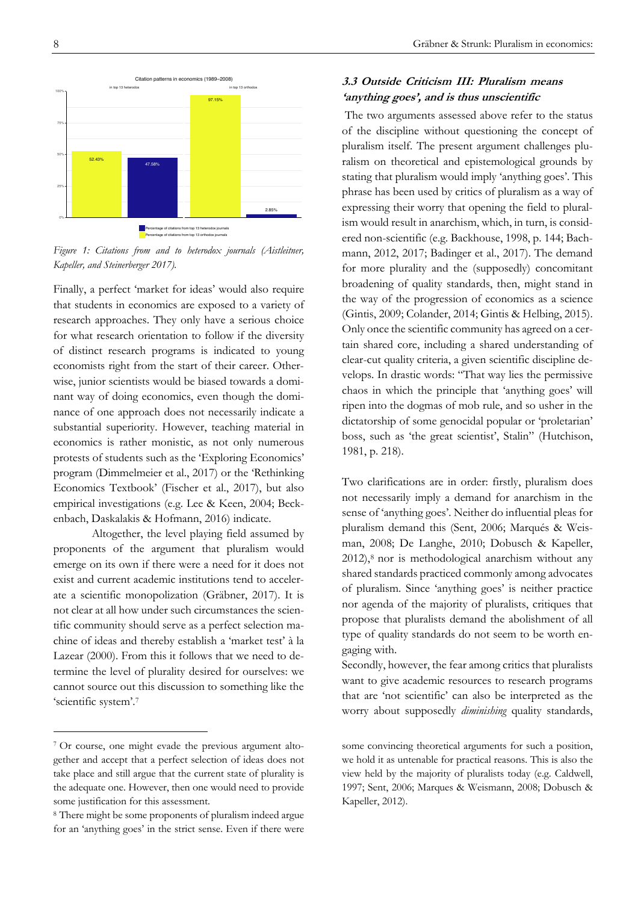Citation patterns in economics (1989–2008)

in top 13 heterodox

in top 13 orthodox

100%

75%

50%

25%

0%

52.43%

47.58%

97.15%

2.85%

Percentage of citations from top 13 heterodox journals

Percentage of citations from top 13 orthodox journals

*Figure 1: Citations from and to heterodox journals (Aistleitner, Kapeller, and Steinerberger 2017).*

Finally, a perfect 'market for ideas' would also require that students in economics are exposed to a variety of research approaches. They only have a serious choice for what research orientation to follow if the diversity of distinct research programs is indicated to young economists right from the start of their career. Otherwise, junior scientists would be biased towards a dominant way of doing economics, even though the dominance of one approach does not necessarily indicate a substantial superiority. However, teaching material in economics is rather monistic, as not only numerous protests of students such as the 'Exploring Economics' program (Dimmelmeier et al., 2017) or the 'Rethinking Economics Textbook' (Fischer et al., 2017), but also empirical investigations (e.g. Lee & Keen, 2004; Beckenbach, Daskalakis & Hofmann, 2016) indicate.

Altogether, the level playing field assumed by proponents of the argument that pluralism would emerge on its own if there were a need for it does not exist and current academic institutions tend to accelerate a scientific monopolization (Gräbner, 2017). It is not clear at all how under such circumstances the scientific community should serve as a perfect selection machine of ideas and thereby establish a 'market test' à la Lazear (2000). From this it follows that we need to determine the level of plurality desired for ourselves: we cannot source out this discussion to something like the 'scientific system'.[7]

### 3.3 Outside Criticism III: Pluralism means 'anything goes', and is thus unscientific

The two arguments assessed above refer to the status of the discipline without questioning the concept of pluralism itself. The present argument challenges pluralism on theoretical and epistemological grounds by stating that pluralism would imply 'anything goes'. This phrase has been used by critics of pluralism as a way of expressing their worry that opening the field to pluralism would result in anarchism, which, in turn, is considered non-scientific (e.g. Backhouse, 1998, p. 144; Bachmann, 2012, 2017; Badinger et al., 2017). The demand for more plurality and the (supposedly) concomitant broadening of quality standards, then, might stand in the way of the progression of economics as a science (Gintis, 2009; Colander, 2014; Gintis & Helbing, 2015). Only once the scientific community has agreed on a certain shared core, including a shared understanding of clear-cut quality criteria, a given scientific discipline develops. In drastic words: "That way lies the permissive chaos in which the principle that 'anything goes' will ripen into the dogmas of mob rule, and so usher in the dictatorship of some genocidal popular or 'proletarian' boss, such as 'the great scientist', Stalin" (Hutchison, 1981, p. 218).

Two clarifications are in order: firstly, pluralism does not necessarily imply a demand for anarchism in the sense of 'anything goes'. Neither do influential pleas for pluralism demand this (Sent, 2006; Marqués & Weisman, 2008; De Langhe, 2010; Dobusch & Kapeller, 2012),[8] nor is methodological anarchism without any shared standards practiced commonly among advocates of pluralism. Since 'anything goes' is neither practice nor agenda of the majority of pluralists, critiques that propose that pluralists demand the abolishment of all type of quality standards do not seem to be worth engaging with.

Secondly, however, the fear among critics that pluralists want to give academic resources to research programs that are 'not scientific' can also be interpreted as the worry about supposedly *diminishing* quality standards,

---

[7] Or course, one might evade the previous argument altogether and accept that a perfect selection of ideas does not take place and still argue that the current state of plurality is the adequate one. However, then one would need to provide some justification for this assessment.

[8] There might be some proponents of pluralism indeed argue for an 'anything goes' in the strict sense. Even if there were some convincing theoretical arguments for such a position, we hold it as untenable for practical reasons. This is also the view held by the majority of pluralists today (e.g. Caldwell, 1997; Sent, 2006; Marques & Weismann, 2008; Dobusch & Kapeller, 2012).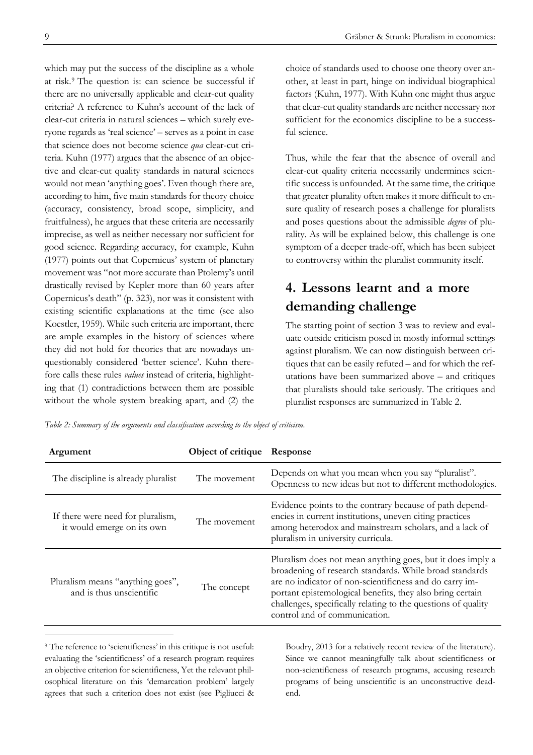which may put the success of the discipline as a whole at risk.[9] The question is: can science be successful if there are no universally applicable and clear-cut quality criteria? A reference to Kuhn's account of the lack of clear-cut criteria in natural sciences – which surely everyone regards as 'real science' – serves as a point in case that science does not become science *qua* clear-cut criteria. Kuhn (1977) argues that the absence of an objective and clear-cut quality standards in natural sciences would not mean 'anything goes'. Even though there are, according to him, five main standards for theory choice (accuracy, consistency, broad scope, simplicity, and fruitfulness), he argues that these criteria are necessarily imprecise, as well as neither necessary nor sufficient for good science. Regarding accuracy, for example, Kuhn (1977) points out that Copernicus' system of planetary movement was "not more accurate than Ptolemy's until drastically revised by Kepler more than 60 years after Copernicus's death" (p. 323), nor was it consistent with existing scientific explanations at the time (see also Koestler, 1959). While such criteria are important, there are ample examples in the history of sciences where they did not hold for theories that are nowadays unquestionably considered 'better science'. Kuhn therefore calls these rules *values* instead of criteria, highlighting that (1) contradictions between them are possible without the whole system breaking apart, and (2) the choice of standards used to choose one theory over another, at least in part, hinge on individual biographical factors (Kuhn, 1977). With Kuhn one might thus argue that clear-cut quality standards are neither necessary nor sufficient for the economics discipline to be a successful science.

Thus, while the fear that the absence of overall and clear-cut quality criteria necessarily undermines scientific success is unfounded. At the same time, the critique that greater plurality often makes it more difficult to ensure quality of research poses a challenge for pluralists and poses questions about the admissible *degree* of plurality. As will be explained below, this challenge is one symptom of a deeper trade-off, which has been subject to controversy within the pluralist community itself.

# 4. Lessons learnt and a more demanding challenge

The starting point of section 3 was to review and evaluate outside criticism posed in mostly informal settings against pluralism. We can now distinguish between critiques that can be easily refuted – and for which the refutations have been summarized above – and critiques that pluralists should take seriously. The critiques and pluralist responses are summarized in Table 2.

*Table 2: Summary of the arguments and classification according to the object of criticism.*

| Argument | Object of critique | Response |
|---|---|---|
| The discipline is already pluralist | The movement | Depends on what you mean when you say "pluralist". Openness to new ideas but not to different methodologies. |
| If there were need for pluralism, it would emerge on its own | The movement | Evidence points to the contrary because of path dependencies in current institutions, uneven citing practices among heterodox and mainstream scholars, and a lack of pluralism in university curricula. |
| Pluralism means "anything goes", and is thus unscientific | The concept | Pluralism does not mean anything goes, but it does imply a broadening of research standards. While broad standards are no indicator of non-scientificness and do carry important epistemological benefits, they also bring certain challenges, specifically relating to the questions of quality control and of communication. |

[9] The reference to 'scientificness' in this critique is not useful: evaluating the 'scientificness' of a research program requires an objective criterion for scientificness, Yet the relevant philosophical literature on this 'demarcation problem' largely agrees that such a criterion does not exist (see Pigliucci & Boudry, 2013 for a relatively recent review of the literature). Since we cannot meaningfully talk about scientificness or non-scientificness of research programs, accusing research programs of being unscientific is an unconstructive dead-end.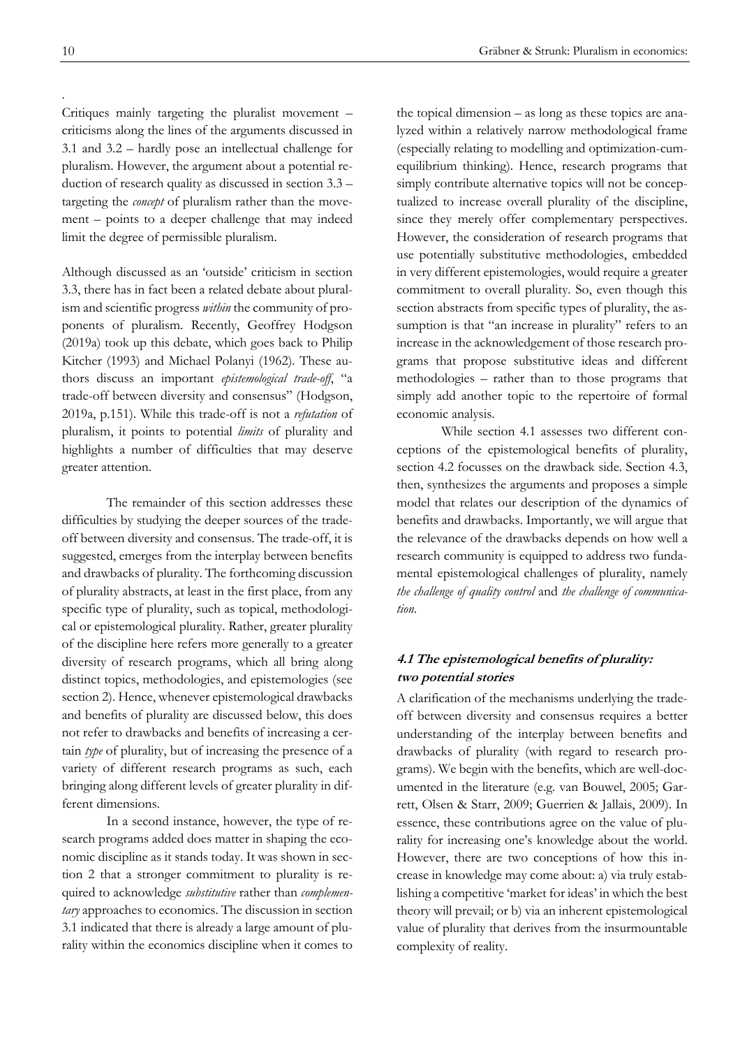Critiques mainly targeting the pluralist movement – criticisms along the lines of the arguments discussed in 3.1 and 3.2 – hardly pose an intellectual challenge for pluralism. However, the argument about a potential reduction of research quality as discussed in section 3.3 – targeting the *concept* of pluralism rather than the movement – points to a deeper challenge that may indeed limit the degree of permissible pluralism.

Although discussed as an 'outside' criticism in section 3.3, there has in fact been a related debate about pluralism and scientific progress *within* the community of proponents of pluralism. Recently, Geoffrey Hodgson (2019a) took up this debate, which goes back to Philip Kitcher (1993) and Michael Polanyi (1962). These authors discuss an important *epistemological trade-off*, "a trade-off between diversity and consensus" (Hodgson, 2019a, p.151). While this trade-off is not a *refutation* of pluralism, it points to potential *limits* of plurality and highlights a number of difficulties that may deserve greater attention.

The remainder of this section addresses these difficulties by studying the deeper sources of the trade-off between diversity and consensus. The trade-off, it is suggested, emerges from the interplay between benefits and drawbacks of plurality. The forthcoming discussion of plurality abstracts, at least in the first place, from any specific type of plurality, such as topical, methodological or epistemological plurality. Rather, greater plurality of the discipline here refers more generally to a greater diversity of research programs, which all bring along distinct topics, methodologies, and epistemologies (see section 2). Hence, whenever epistemological drawbacks and benefits of plurality are discussed below, this does not refer to drawbacks and benefits of increasing a certain *type* of plurality, but of increasing the presence of a variety of different research programs as such, each bringing along different levels of greater plurality in different dimensions.

In a second instance, however, the type of research programs added does matter in shaping the economic discipline as it stands today. It was shown in section 2 that a stronger commitment to plurality is required to acknowledge *substitutive* rather than *complementary* approaches to economics. The discussion in section 3.1 indicated that there is already a large amount of plurality within the economics discipline when it comes to the topical dimension – as long as these topics are analyzed within a relatively narrow methodological frame (especially relating to modelling and optimization-cum-equilibrium thinking). Hence, research programs that simply contribute alternative topics will not be conceptualized to increase overall plurality of the discipline, since they merely offer complementary perspectives. However, the consideration of research programs that use potentially substitutive methodologies, embedded in very different epistemologies, would require a greater commitment to overall plurality. So, even though this section abstracts from specific types of plurality, the assumption is that "an increase in plurality" refers to an increase in the acknowledgement of those research programs that propose substitutive ideas and different methodologies – rather than to those programs that simply add another topic to the repertoire of formal economic analysis.

While section 4.1 assesses two different conceptions of the epistemological benefits of plurality, section 4.2 focusses on the drawback side. Section 4.3, then, synthesizes the arguments and proposes a simple model that relates our description of the dynamics of benefits and drawbacks. Importantly, we will argue that the relevance of the drawbacks depends on how well a research community is equipped to address two fundamental epistemological challenges of plurality, namely *the challenge of quality control* and *the challenge of communication*.

### 4.1 The epistemological benefits of plurality: two potential stories

A clarification of the mechanisms underlying the trade-off between diversity and consensus requires a better understanding of the interplay between benefits and drawbacks of plurality (with regard to research programs). We begin with the benefits, which are well-documented in the literature (e.g. van Bouwel, 2005; Garrett, Olsen & Starr, 2009; Guerrien & Jallais, 2009). In essence, these contributions agree on the value of plurality for increasing one's knowledge about the world. However, there are two conceptions of how this increase in knowledge may come about: a) via truly establishing a competitive 'market for ideas' in which the best theory will prevail; or b) via an inherent epistemological value of plurality that derives from the insurmountable complexity of reality.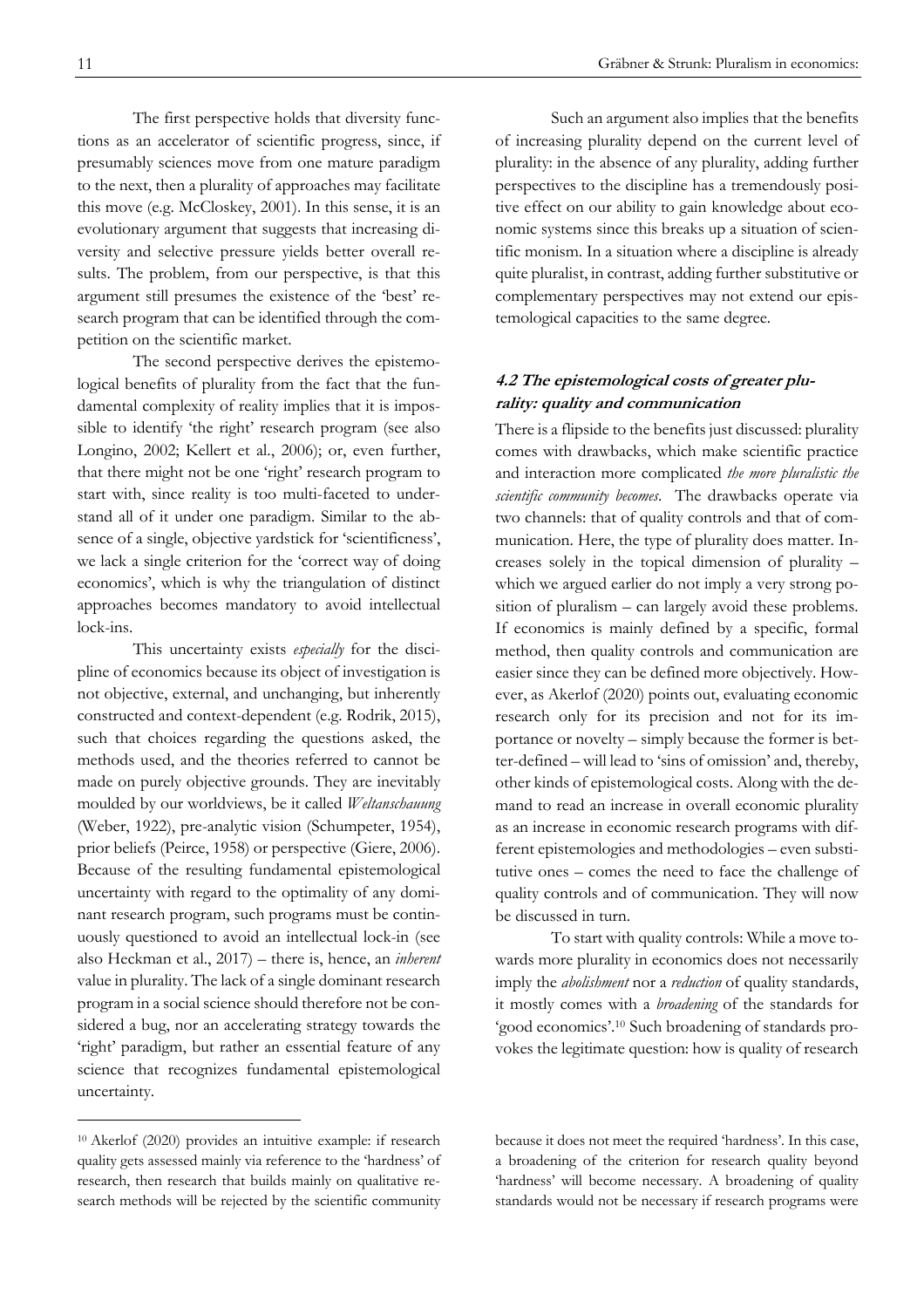The first perspective holds that diversity functions as an accelerator of scientific progress, since, if presumably sciences move from one mature paradigm to the next, then a plurality of approaches may facilitate this move (e.g. McCloskey, 2001). In this sense, it is an evolutionary argument that suggests that increasing diversity and selective pressure yields better overall results. The problem, from our perspective, is that this argument still presumes the existence of the 'best' research program that can be identified through the competition on the scientific market.

The second perspective derives the epistemological benefits of plurality from the fact that the fundamental complexity of reality implies that it is impossible to identify 'the right' research program (see also Longino, 2002; Kellert et al., 2006); or, even further, that there might not be one 'right' research program to start with, since reality is too multi-faceted to understand all of it under one paradigm. Similar to the absence of a single, objective yardstick for 'scientificness', we lack a single criterion for the 'correct way of doing economics', which is why the triangulation of distinct approaches becomes mandatory to avoid intellectual lock-ins.

This uncertainty exists *especially* for the discipline of economics because its object of investigation is not objective, external, and unchanging, but inherently constructed and context-dependent (e.g. Rodrik, 2015), such that choices regarding the questions asked, the methods used, and the theories referred to cannot be made on purely objective grounds. They are inevitably moulded by our worldviews, be it called *Weltanschauung* (Weber, 1922), pre-analytic vision (Schumpeter, 1954), prior beliefs (Peirce, 1958) or perspective (Giere, 2006). Because of the resulting fundamental epistemological uncertainty with regard to the optimality of any dominant research program, such programs must be continuously questioned to avoid an intellectual lock-in (see also Heckman et al., 2017) – there is, hence, an *inherent* value in plurality. The lack of a single dominant research program in a social science should therefore not be considered a bug, nor an accelerating strategy towards the 'right' paradigm, but rather an essential feature of any science that recognizes fundamental epistemological uncertainty.

Such an argument also implies that the benefits of increasing plurality depend on the current level of plurality: in the absence of any plurality, adding further perspectives to the discipline has a tremendously positive effect on our ability to gain knowledge about economic systems since this breaks up a situation of scientific monism. In a situation where a discipline is already quite pluralist, in contrast, adding further substitutive or complementary perspectives may not extend our epistemological capacities to the same degree.

### 4.2 The epistemological costs of greater plurality: quality and communication

There is a flipside to the benefits just discussed: plurality comes with drawbacks, which make scientific practice and interaction more complicated *the more pluralistic the scientific community becomes*. The drawbacks operate via two channels: that of quality controls and that of communication. Here, the type of plurality does matter. Increases solely in the topical dimension of plurality – which we argued earlier do not imply a very strong position of pluralism – can largely avoid these problems. If economics is mainly defined by a specific, formal method, then quality controls and communication are easier since they can be defined more objectively. However, as Akerlof (2020) points out, evaluating economic research only for its precision and not for its importance or novelty – simply because the former is better-defined – will lead to 'sins of omission' and, thereby, other kinds of epistemological costs. Along with the demand to read an increase in overall economic plurality as an increase in economic research programs with different epistemologies and methodologies – even substitutive ones – comes the need to face the challenge of quality controls and of communication. They will now be discussed in turn.

To start with quality controls: While a move towards more plurality in economics does not necessarily imply the *abolishment* nor a *reduction* of quality standards, it mostly comes with a *broadening* of the standards for 'good economics'.[10] Such broadening of standards provokes the legitimate question: how is quality of research

[10] Akerlof (2020) provides an intuitive example: if research quality gets assessed mainly via reference to the 'hardness' of research, then research that builds mainly on qualitative research methods will be rejected by the scientific community because it does not meet the required 'hardness'. In this case, a broadening of the criterion for research quality beyond 'hardness' will become necessary. A broadening of quality standards would not be necessary if research programs were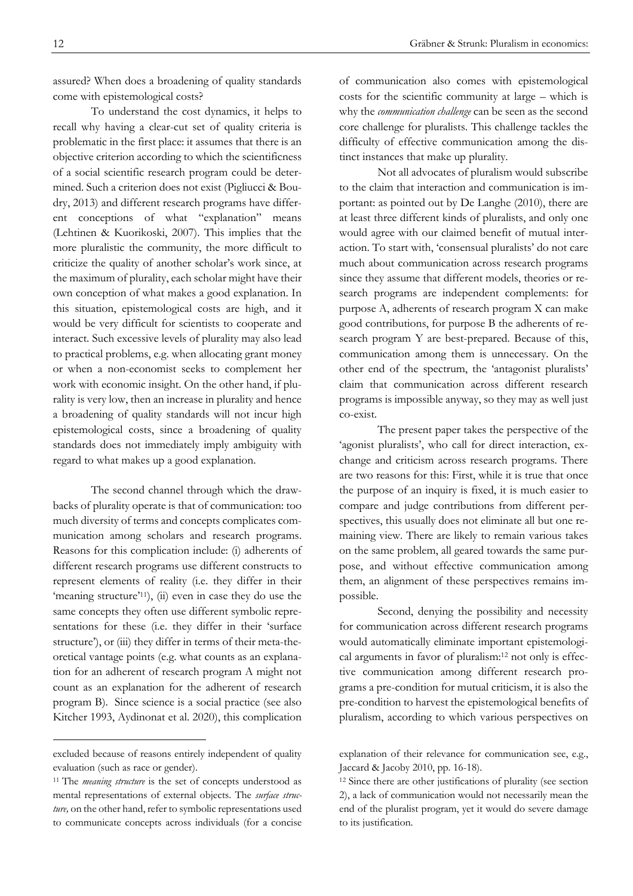assured? When does a broadening of quality standards come with epistemological costs?

To understand the cost dynamics, it helps to recall why having a clear-cut set of quality criteria is problematic in the first place: it assumes that there is an objective criterion according to which the scientificness of a social scientific research program could be determined. Such a criterion does not exist (Pigliucci & Boudry, 2013) and different research programs have different conceptions of what "explanation" means (Lehtinen & Kuorikoski, 2007). This implies that the more pluralistic the community, the more difficult to criticize the quality of another scholar's work since, at the maximum of plurality, each scholar might have their own conception of what makes a good explanation. In this situation, epistemological costs are high, and it would be very difficult for scientists to cooperate and interact. Such excessive levels of plurality may also lead to practical problems, e.g. when allocating grant money or when a non-economist seeks to complement her work with economic insight. On the other hand, if plurality is very low, then an increase in plurality and hence a broadening of quality standards will not incur high epistemological costs, since a broadening of quality standards does not immediately imply ambiguity with regard to what makes up a good explanation.

The second channel through which the drawbacks of plurality operate is that of communication: too much diversity of terms and concepts complicates communication among scholars and research programs. Reasons for this complication include: (i) adherents of different research programs use different constructs to represent elements of reality (i.e. they differ in their 'meaning structure'[11]), (ii) even in case they do use the same concepts they often use different symbolic representations for these (i.e. they differ in their 'surface structure'), or (iii) they differ in terms of their meta-theoretical vantage points (e.g. what counts as an explanation for an adherent of research program A might not count as an explanation for the adherent of research program B). Since science is a social practice (see also Kitcher 1993, Aydinonat et al. 2020), this complication of communication also comes with epistemological costs for the scientific community at large – which is why the *communication challenge* can be seen as the second core challenge for pluralists. This challenge tackles the difficulty of effective communication among the distinct instances that make up plurality.

Not all advocates of pluralism would subscribe to the claim that interaction and communication is important: as pointed out by De Langhe (2010), there are at least three different kinds of pluralists, and only one would agree with our claimed benefit of mutual interaction. To start with, 'consensual pluralists' do not care much about communication across research programs since they assume that different models, theories or research programs are independent complements: for purpose A, adherents of research program X can make good contributions, for purpose B the adherents of research program Y are best-prepared. Because of this, communication among them is unnecessary. On the other end of the spectrum, the 'antagonist pluralists' claim that communication across different research programs is impossible anyway, so they may as well just co-exist.

The present paper takes the perspective of the 'agonist pluralists', who call for direct interaction, exchange and criticism across research programs. There are two reasons for this: First, while it is true that once the purpose of an inquiry is fixed, it is much easier to compare and judge contributions from different perspectives, this usually does not eliminate all but one remaining view. There are likely to remain various takes on the same problem, all geared towards the same purpose, and without effective communication among them, an alignment of these perspectives remains impossible.

Second, denying the possibility and necessity for communication across different research programs would automatically eliminate important epistemological arguments in favor of pluralism:[12] not only is effective communication among different research programs a pre-condition for mutual criticism, it is also the pre-condition to harvest the epistemological benefits of pluralism, according to which various perspectives on

---

excluded because of reasons entirely independent of quality evaluation (such as race or gender).

[11] The *meaning structure* is the set of concepts understood as mental representations of external objects. The *surface structure,* on the other hand, refer to symbolic representations used to communicate concepts across individuals (for a concise explanation of their relevance for communication see, e.g., Jaccard & Jacoby 2010, pp. 16-18).

[12] Since there are other justifications of plurality (see section 2), a lack of communication would not necessarily mean the end of the pluralist program, yet it would do severe damage to its justification.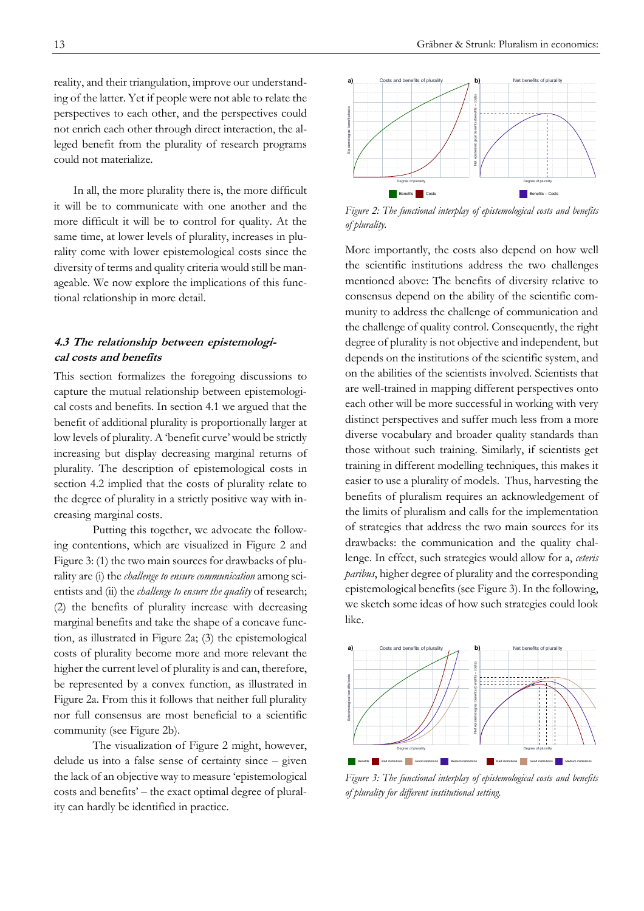reality, and their triangulation, improve our understanding of the latter. Yet if people were not able to relate the perspectives to each other, and the perspectives could not enrich each other through direct interaction, the alleged benefit from the plurality of research programs could not materialize.

In all, the more plurality there is, the more difficult it will be to communicate with one another and the more difficult it will be to control for quality. At the same time, at lower levels of plurality, increases in plurality come with lower epistemological costs since the diversity of terms and quality criteria would still be manageable. We now explore the implications of this functional relationship in more detail.

### 4.3 The relationship between epistemological costs and benefits

This section formalizes the foregoing discussions to capture the mutual relationship between epistemological costs and benefits. In section 4.1 we argued that the benefit of additional plurality is proportionally larger at low levels of plurality. A 'benefit curve' would be strictly increasing but display decreasing marginal returns of plurality. The description of epistemological costs in section 4.2 implied that the costs of plurality relate to the degree of plurality in a strictly positive way with increasing marginal costs.

Putting this together, we advocate the following contentions, which are visualized in Figure 2 and Figure 3: (1) the two main sources for drawbacks of plurality are (i) the *challenge to ensure communication* among scientists and (ii) the *challenge to ensure the quality* of research; (2) the benefits of plurality increase with decreasing marginal benefits and take the shape of a concave function, as illustrated in Figure 2a; (3) the epistemological costs of plurality become more and more relevant the higher the current level of plurality is and can, therefore, be represented by a convex function, as illustrated in Figure 2a. From this it follows that neither full plurality nor full consensus are most beneficial to a scientific community (see Figure 2b).

The visualization of Figure 2 might, however, delude us into a false sense of certainty since – given the lack of an objective way to measure 'epistemological costs and benefits' – the exact optimal degree of plurality can hardly be identified in practice.

a) Costs and benefits of plurality
Epistemological benefits/costs
Degree of plurality
Benefits Costs

b) Net benefits of plurality
Net epistemological benefits (benefits – costs)
Degree of plurality
Benefits – Costs

*Figure 2: The functional interplay of epistemological costs and benefits of plurality.*

More importantly, the costs also depend on how well the scientific institutions address the two challenges mentioned above: The benefits of diversity relative to consensus depend on the ability of the scientific community to address the challenge of communication and the challenge of quality control. Consequently, the right degree of plurality is not objective and independent, but depends on the institutions of the scientific system, and on the abilities of the scientists involved. Scientists that are well-trained in mapping different perspectives onto each other will be more successful in working with very distinct perspectives and suffer much less from a more diverse vocabulary and broader quality standards than those without such training. Similarly, if scientists get training in different modelling techniques, this makes it easier to use a plurality of models. Thus, harvesting the benefits of pluralism requires an acknowledgement of the limits of pluralism and calls for the implementation of strategies that address the two main sources for its drawbacks: the communication and the quality challenge. In effect, such strategies would allow for a, *ceteris paribus*, higher degree of plurality and the corresponding epistemological benefits (see Figure 3). In the following, we sketch some ideas of how such strategies could look like.

a) Costs and benefits of plurality
Epistemological benefits/costs
Degree of plurality
Benefits Bad institutions Good institutions Medium institutions

b) Net benefits of plurality
Net epistemological benefits (benefits – costs)
Degree of plurality
Bad institutions Good institutions Medium institutions

*Figure 3: The functional interplay of epistemological costs and benefits of plurality for different institutional setting.*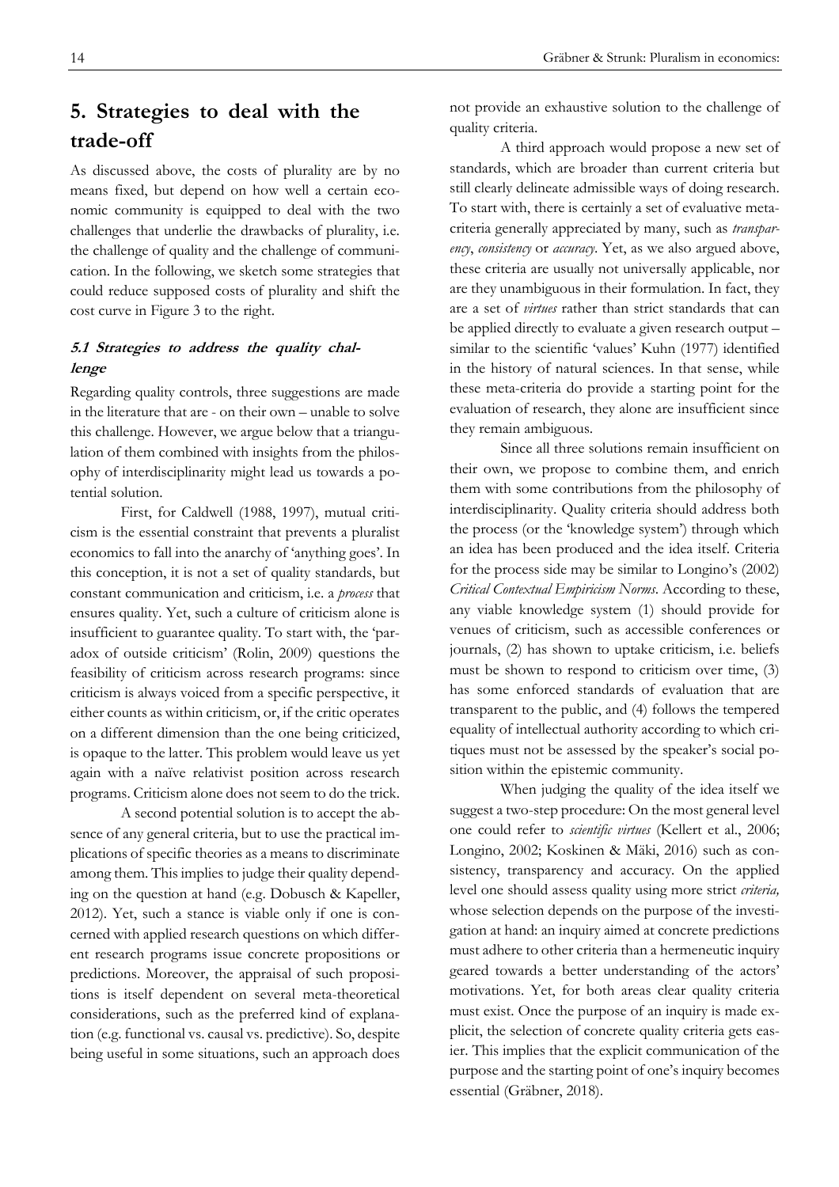## 5. Strategies to deal with the trade-off

As discussed above, the costs of plurality are by no means fixed, but depend on how well a certain economic community is equipped to deal with the two challenges that underlie the drawbacks of plurality, i.e. the challenge of quality and the challenge of communication. In the following, we sketch some strategies that could reduce supposed costs of plurality and shift the cost curve in Figure 3 to the right.

### *5.1 Strategies to address the quality challenge*

Regarding quality controls, three suggestions are made in the literature that are - on their own – unable to solve this challenge. However, we argue below that a triangulation of them combined with insights from the philosophy of interdisciplinarity might lead us towards a potential solution.

First, for Caldwell (1988, 1997), mutual criticism is the essential constraint that prevents a pluralist economics to fall into the anarchy of 'anything goes'. In this conception, it is not a set of quality standards, but constant communication and criticism, i.e. a *process* that ensures quality. Yet, such a culture of criticism alone is insufficient to guarantee quality. To start with, the 'paradox of outside criticism' (Rolin, 2009) questions the feasibility of criticism across research programs: since criticism is always voiced from a specific perspective, it either counts as within criticism, or, if the critic operates on a different dimension than the one being criticized, is opaque to the latter. This problem would leave us yet again with a naïve relativist position across research programs. Criticism alone does not seem to do the trick.

A second potential solution is to accept the absence of any general criteria, but to use the practical implications of specific theories as a means to discriminate among them. This implies to judge their quality depending on the question at hand (e.g. Dobusch & Kapeller, 2012). Yet, such a stance is viable only if one is concerned with applied research questions on which different research programs issue concrete propositions or predictions. Moreover, the appraisal of such propositions is itself dependent on several meta-theoretical considerations, such as the preferred kind of explanation (e.g. functional vs. causal vs. predictive). So, despite being useful in some situations, such an approach does not provide an exhaustive solution to the challenge of quality criteria.

A third approach would propose a new set of standards, which are broader than current criteria but still clearly delineate admissible ways of doing research. To start with, there is certainly a set of evaluative meta-criteria generally appreciated by many, such as *transparency*, *consistency* or *accuracy*. Yet, as we also argued above, these criteria are usually not universally applicable, nor are they unambiguous in their formulation. In fact, they are a set of *virtues* rather than strict standards that can be applied directly to evaluate a given research output – similar to the scientific 'values' Kuhn (1977) identified in the history of natural sciences. In that sense, while these meta-criteria do provide a starting point for the evaluation of research, they alone are insufficient since they remain ambiguous.

Since all three solutions remain insufficient on their own, we propose to combine them, and enrich them with some contributions from the philosophy of interdisciplinarity. Quality criteria should address both the process (or the 'knowledge system') through which an idea has been produced and the idea itself. Criteria for the process side may be similar to Longino's (2002) *Critical Contextual Empiricism Norms*. According to these, any viable knowledge system (1) should provide for venues of criticism, such as accessible conferences or journals, (2) has shown to uptake criticism, i.e. beliefs must be shown to respond to criticism over time, (3) has some enforced standards of evaluation that are transparent to the public, and (4) follows the tempered equality of intellectual authority according to which critiques must not be assessed by the speaker's social position within the epistemic community.

When judging the quality of the idea itself we suggest a two-step procedure: On the most general level one could refer to *scientific virtues* (Kellert et al., 2006; Longino, 2002; Koskinen & Mäki, 2016) such as consistency, transparency and accuracy. On the applied level one should assess quality using more strict *criteria,* whose selection depends on the purpose of the investigation at hand: an inquiry aimed at concrete predictions must adhere to other criteria than a hermeneutic inquiry geared towards a better understanding of the actors' motivations. Yet, for both areas clear quality criteria must exist. Once the purpose of an inquiry is made explicit, the selection of concrete quality criteria gets easier. This implies that the explicit communication of the purpose and the starting point of one's inquiry becomes essential (Gräbner, 2018).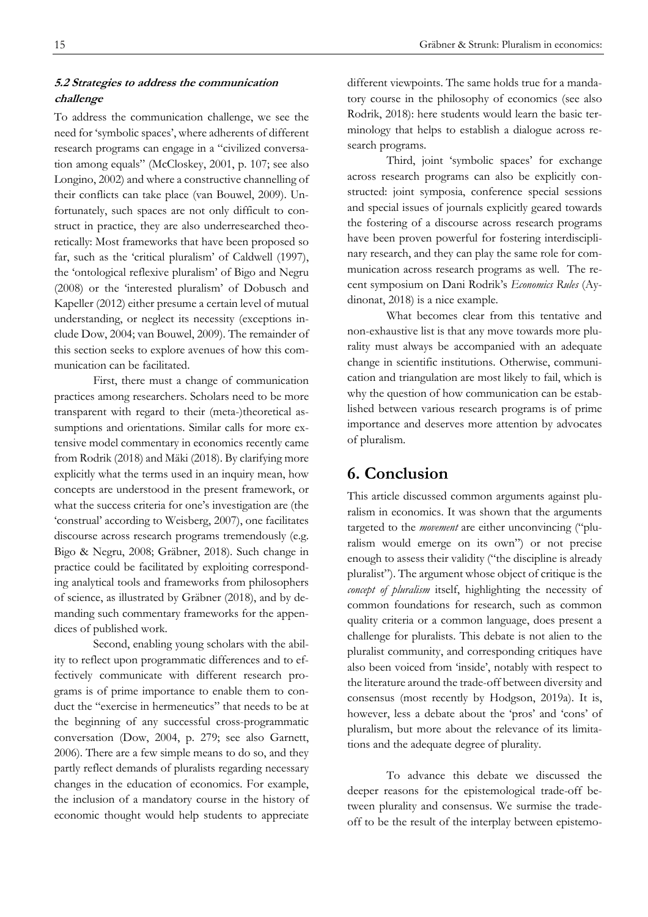### 5.2 Strategies to address the communication challenge

To address the communication challenge, we see the need for 'symbolic spaces', where adherents of different research programs can engage in a "civilized conversation among equals" (McCloskey, 2001, p. 107; see also Longino, 2002) and where a constructive channelling of their conflicts can take place (van Bouwel, 2009). Unfortunately, such spaces are not only difficult to construct in practice, they are also underresearched theoretically: Most frameworks that have been proposed so far, such as the 'critical pluralism' of Caldwell (1997), the 'ontological reflexive pluralism' of Bigo and Negru (2008) or the 'interested pluralism' of Dobusch and Kapeller (2012) either presume a certain level of mutual understanding, or neglect its necessity (exceptions include Dow, 2004; van Bouwel, 2009). The remainder of this section seeks to explore avenues of how this communication can be facilitated.

First, there must a change of communication practices among researchers. Scholars need to be more transparent with regard to their (meta-)theoretical assumptions and orientations. Similar calls for more extensive model commentary in economics recently came from Rodrik (2018) and Mäki (2018). By clarifying more explicitly what the terms used in an inquiry mean, how concepts are understood in the present framework, or what the success criteria for one's investigation are (the 'construal' according to Weisberg, 2007), one facilitates discourse across research programs tremendously (e.g. Bigo & Negru, 2008; Gräbner, 2018). Such change in practice could be facilitated by exploiting corresponding analytical tools and frameworks from philosophers of science, as illustrated by Gräbner (2018), and by demanding such commentary frameworks for the appendices of published work.

Second, enabling young scholars with the ability to reflect upon programmatic differences and to effectively communicate with different research programs is of prime importance to enable them to conduct the "exercise in hermeneutics" that needs to be at the beginning of any successful cross-programmatic conversation (Dow, 2004, p. 279; see also Garnett, 2006). There are a few simple means to do so, and they partly reflect demands of pluralists regarding necessary changes in the education of economics. For example, the inclusion of a mandatory course in the history of economic thought would help students to appreciate different viewpoints. The same holds true for a mandatory course in the philosophy of economics (see also Rodrik, 2018): here students would learn the basic terminology that helps to establish a dialogue across research programs.

Third, joint 'symbolic spaces' for exchange across research programs can also be explicitly constructed: joint symposia, conference special sessions and special issues of journals explicitly geared towards the fostering of a discourse across research programs have been proven powerful for fostering interdisciplinary research, and they can play the same role for communication across research programs as well. The recent symposium on Dani Rodrik's *Economics Rules* (Aydinonat, 2018) is a nice example.

What becomes clear from this tentative and non-exhaustive list is that any move towards more plurality must always be accompanied with an adequate change in scientific institutions. Otherwise, communication and triangulation are most likely to fail, which is why the question of how communication can be established between various research programs is of prime importance and deserves more attention by advocates of pluralism.

## 6. Conclusion

This article discussed common arguments against pluralism in economics. It was shown that the arguments targeted to the *movement* are either unconvincing ("pluralism would emerge on its own") or not precise enough to assess their validity ("the discipline is already pluralist"). The argument whose object of critique is the *concept of pluralism* itself, highlighting the necessity of common foundations for research, such as common quality criteria or a common language, does present a challenge for pluralists. This debate is not alien to the pluralist community, and corresponding critiques have also been voiced from 'inside', notably with respect to the literature around the trade-off between diversity and consensus (most recently by Hodgson, 2019a). It is, however, less a debate about the 'pros' and 'cons' of pluralism, but more about the relevance of its limitations and the adequate degree of plurality.

To advance this debate we discussed the deeper reasons for the epistemological trade-off between plurality and consensus. We surmise the trade-off to be the result of the interplay between epistemo-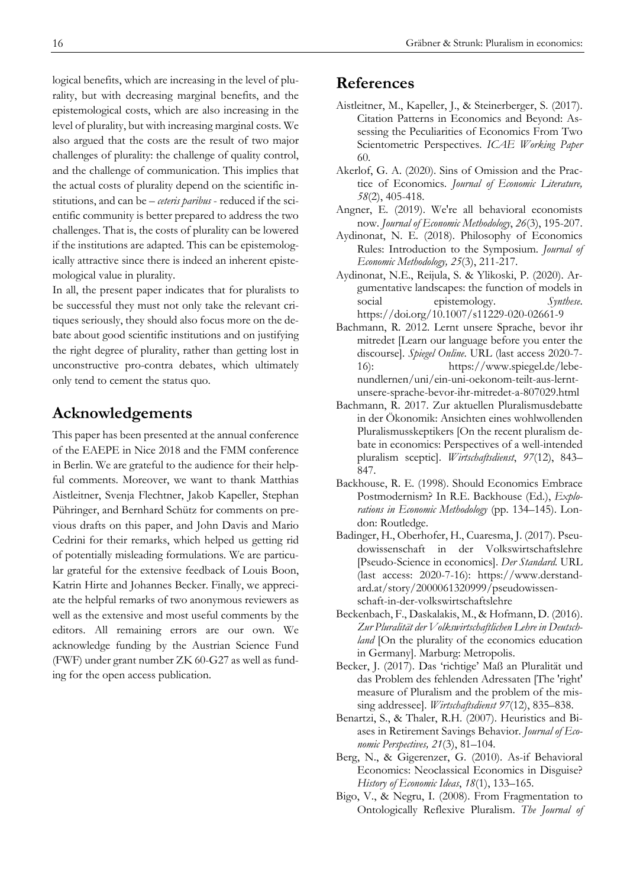logical benefits, which are increasing in the level of plurality, but with decreasing marginal benefits, and the epistemological costs, which are also increasing in the level of plurality, but with increasing marginal costs. We also argued that the costs are the result of two major challenges of plurality: the challenge of quality control, and the challenge of communication. This implies that the actual costs of plurality depend on the scientific institutions, and can be – *ceteris paribus* - reduced if the scientific community is better prepared to address the two challenges. That is, the costs of plurality can be lowered if the institutions are adapted. This can be epistemologically attractive since there is indeed an inherent epistemological value in plurality.

In all, the present paper indicates that for pluralists to be successful they must not only take the relevant critiques seriously, they should also focus more on the debate about good scientific institutions and on justifying the right degree of plurality, rather than getting lost in unconstructive pro-contra debates, which ultimately only tend to cement the status quo.

## Acknowledgements

This paper has been presented at the annual conference of the EAEPE in Nice 2018 and the FMM conference in Berlin. We are grateful to the audience for their helpful comments. Moreover, we want to thank Matthias Aistleitner, Svenja Flechtner, Jakob Kapeller, Stephan Pühringer, and Bernhard Schütz for comments on previous drafts on this paper, and John Davis and Mario Cedrini for their remarks, which helped us getting rid of potentially misleading formulations. We are particular grateful for the extensive feedback of Louis Boon, Katrin Hirte and Johannes Becker. Finally, we appreciate the helpful remarks of two anonymous reviewers as well as the extensive and most useful comments by the editors. All remaining errors are our own. We acknowledge funding by the Austrian Science Fund (FWF) under grant number ZK 60-G27 as well as funding for the open access publication.

## References

Aistleitner, M., Kapeller, J., & Steinerberger, S. (2017). Citation Patterns in Economics and Beyond: Assessing the Peculiarities of Economics From Two Scientometric Perspectives. *ICAE Working Paper* 60.

Akerlof, G. A. (2020). Sins of Omission and the Practice of Economics. *Journal of Economic Literature, 58*(2), 405-418.

Angner, E. (2019). We're all behavioral economists now. *Journal of Economic Methodology*, *26*(3), 195-207.

Aydinonat, N. E. (2018). Philosophy of Economics Rules: Introduction to the Symposium. *Journal of Economic Methodology, 25*(3), 211-217.

Aydinonat, N.E., Reijula, S. & Ylikoski, P. (2020). Argumentative landscapes: the function of models in social epistemology. *Synthese*. https://doi.org/10.1007/s11229-020-02661-9

Bachmann, R. 2012. Lernt unsere Sprache, bevor ihr mitredet [Learn our language before you enter the discourse]. *Spiegel Online*. URL (last access 2020-7-16): https://www.spiegel.de/lebenundlernen/uni/ein-uni-oekonom-teilt-aus-lernt-unsere-sprache-bevor-ihr-mitredet-a-807029.html

Bachmann, R. 2017. Zur aktuellen Pluralismusdebatte in der Ökonomik: Ansichten eines wohlwollenden Pluralismusskeptikers [On the recent pluralism debate in economics: Perspectives of a well-intended pluralism sceptic]. *Wirtschaftsdienst*, *97*(12), 843–847.

Backhouse, R. E. (1998). Should Economics Embrace Postmodernism? In R.E. Backhouse (Ed.), *Explorations in Economic Methodology* (pp. 134–145). London: Routledge.

Badinger, H., Oberhofer, H., Cuaresma, J. (2017). Pseudowissenschaft in der Volkswirtschaftslehre [Pseudo-Science in economics]. *Der Standard.* URL (last access: 2020-7-16): https://www.derstandard.at/story/2000061320999/pseudowissenschaft-in-der-volkswirtschaftslehre

Beckenbach, F., Daskalakis, M., & Hofmann, D. (2016). *Zur Pluralität der Volkswirtschaftlichen Lehre in Deutschland* [On the plurality of the economics education in Germany]. Marburg: Metropolis.

Becker, J. (2017). Das 'richtige' Maß an Pluralität und das Problem des fehlenden Adressaten [The 'right' measure of Pluralism and the problem of the missing addressee]. *Wirtschaftsdienst 97*(12), 835–838.

Benartzi, S., & Thaler, R.H. (2007). Heuristics and Biases in Retirement Savings Behavior. *Journal of Economic Perspectives, 21*(3), 81–104.

Berg, N., & Gigerenzer, G. (2010). As-if Behavioral Economics: Neoclassical Economics in Disguise? *History of Economic Ideas*, *18*(1), 133–165.

Bigo, V., & Negru, I. (2008). From Fragmentation to Ontologically Reflexive Pluralism. *The Journal of*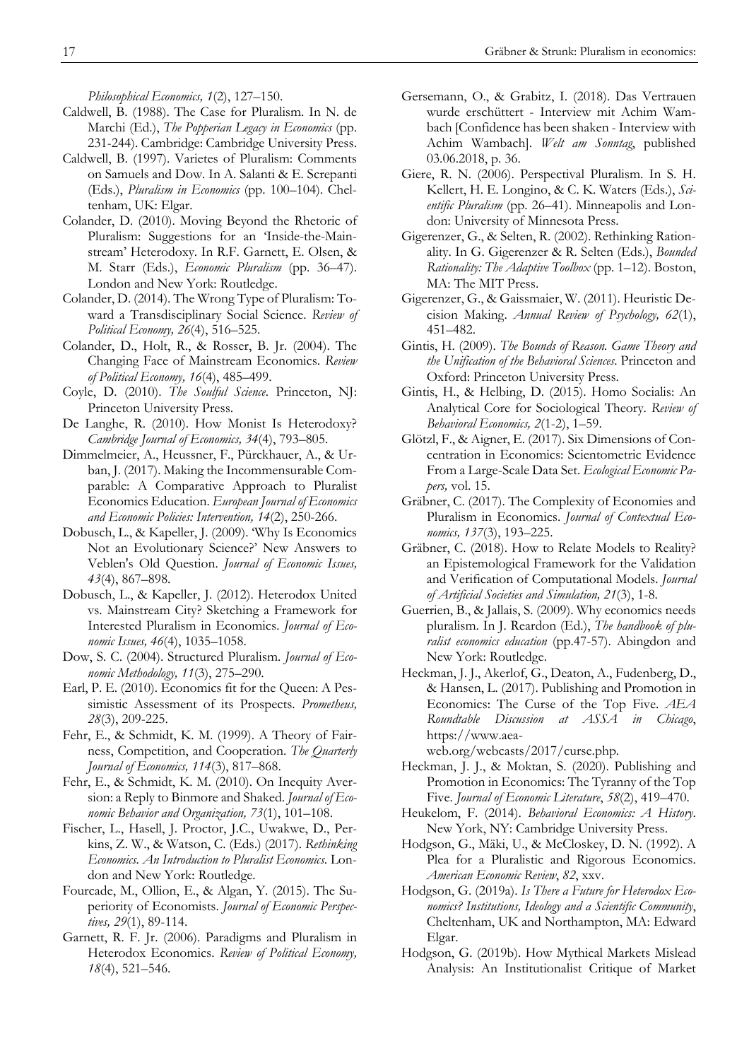*Philosophical Economics, 1*(2), 127–150.

Caldwell, B. (1988). The Case for Pluralism. In N. de Marchi (Ed.), *The Popperian Legacy in Economics* (pp. 231-244). Cambridge: Cambridge University Press.

Caldwell, B. (1997). Varietes of Pluralism: Comments on Samuels and Dow. In A. Salanti & E. Screpanti (Eds.), *Pluralism in Economics* (pp. 100–104). Cheltenham, UK: Elgar.

Colander, D. (2010). Moving Beyond the Rhetoric of Pluralism: Suggestions for an 'Inside-the-Mainstream' Heterodoxy. In R.F. Garnett, E. Olsen, & M. Starr (Eds.), *Economic Pluralism* (pp. 36–47). London and New York: Routledge.

Colander, D. (2014). The Wrong Type of Pluralism: Toward a Transdisciplinary Social Science. *Review of Political Economy, 26*(4), 516–525.

Colander, D., Holt, R., & Rosser, B. Jr. (2004). The Changing Face of Mainstream Economics. *Review of Political Economy, 16*(4), 485–499.

Coyle, D. (2010). *The Soulful Science*. Princeton, NJ: Princeton University Press.

De Langhe, R. (2010). How Monist Is Heterodoxy? *Cambridge Journal of Economics, 34*(4), 793–805.

Dimmelmeier, A., Heussner, F., Pürckhauer, A., & Urban, J. (2017). Making the Incommensurable Comparable: A Comparative Approach to Pluralist Economics Education. *European Journal of Economics and Economic Policies: Intervention, 14*(2), 250-266.

Dobusch, L., & Kapeller, J. (2009). 'Why Is Economics Not an Evolutionary Science?' New Answers to Veblen's Old Question. *Journal of Economic Issues, 43*(4), 867–898.

Dobusch, L., & Kapeller, J. (2012). Heterodox United vs. Mainstream City? Sketching a Framework for Interested Pluralism in Economics. *Journal of Economic Issues, 46*(4), 1035–1058.

Dow, S. C. (2004). Structured Pluralism. *Journal of Economic Methodology, 11*(3), 275–290.

Earl, P. E. (2010). Economics fit for the Queen: A Pessimistic Assessment of its Prospects. *Prometheus, 28*(3), 209-225.

Fehr, E., & Schmidt, K. M. (1999). A Theory of Fairness, Competition, and Cooperation. *The Quarterly Journal of Economics, 114*(3), 817–868.

Fehr, E., & Schmidt, K. M. (2010). On Inequity Aversion: a Reply to Binmore and Shaked. *Journal of Economic Behavior and Organization, 73*(1), 101–108.

Fischer, L., Hasell, J. Proctor, J.C., Uwakwe, D., Perkins, Z. W., & Watson, C. (Eds.) (2017). *Rethinking Economics. An Introduction to Pluralist Economics*. London and New York: Routledge.

Fourcade, M., Ollion, E., & Algan, Y. (2015). The Superiority of Economists. *Journal of Economic Perspectives, 29*(1), 89-114.

Garnett, R. F. Jr. (2006). Paradigms and Pluralism in Heterodox Economics. *Review of Political Economy, 18*(4), 521–546.

Gersemann, O., & Grabitz, I. (2018). Das Vertrauen wurde erschüttert - Interview mit Achim Wambach [Confidence has been shaken - Interview with Achim Wambach]. *Welt am Sonntag*, published 03.06.2018, p. 36.

Giere, R. N. (2006). Perspectival Pluralism. In S. H. Kellert, H. E. Longino, & C. K. Waters (Eds.), *Scientific Pluralism* (pp. 26–41). Minneapolis and London: University of Minnesota Press.

Gigerenzer, G., & Selten, R. (2002). Rethinking Rationality. In G. Gigerenzer & R. Selten (Eds.), *Bounded Rationality: The Adaptive Toolbox* (pp. 1–12). Boston, MA: The MIT Press.

Gigerenzer, G., & Gaissmaier, W. (2011). Heuristic Decision Making. *Annual Review of Psychology, 62*(1), 451–482.

Gintis, H. (2009). *The Bounds of Reason. Game Theory and the Unification of the Behavioral Sciences*. Princeton and Oxford: Princeton University Press.

Gintis, H., & Helbing, D. (2015). Homo Socialis: An Analytical Core for Sociological Theory. *Review of Behavioral Economics, 2*(1-2), 1–59.

Glötzl, F., & Aigner, E. (2017). Six Dimensions of Concentration in Economics: Scientometric Evidence From a Large-Scale Data Set. *Ecological Economic Papers,* vol. 15.

Gräbner, C. (2017). The Complexity of Economies and Pluralism in Economics. *Journal of Contextual Economics, 137*(3), 193–225.

Gräbner, C. (2018). How to Relate Models to Reality? an Epistemological Framework for the Validation and Verification of Computational Models. *Journal of Artificial Societies and Simulation, 21*(3), 1-8.

Guerrien, B., & Jallais, S. (2009). Why economics needs pluralism. In J. Reardon (Ed.), *The handbook of pluralist economics education* (pp.47-57). Abingdon and New York: Routledge.

Heckman, J. J., Akerlof, G., Deaton, A., Fudenberg, D., & Hansen, L. (2017). Publishing and Promotion in Economics: The Curse of the Top Five. *AEA Roundtable Discussion at ASSA in Chicago*, https://www.aea-web.org/webcasts/2017/curse.php.

Heckman, J. J., & Moktan, S. (2020). Publishing and Promotion in Economics: The Tyranny of the Top Five. *Journal of Economic Literature*, *58*(2), 419–470.

Heukelom, F. (2014). *Behavioral Economics: A History*. New York, NY: Cambridge University Press.

Hodgson, G., Mäki, U., & McCloskey, D. N. (1992). A Plea for a Pluralistic and Rigorous Economics. *American Economic Review*, *82*, xxv.

Hodgson, G. (2019a). *Is There a Future for Heterodox Economics? Institutions, Ideology and a Scientific Community*, Cheltenham, UK and Northampton, MA: Edward Elgar.

Hodgson, G. (2019b). How Mythical Markets Mislead Analysis: An Institutionalist Critique of Market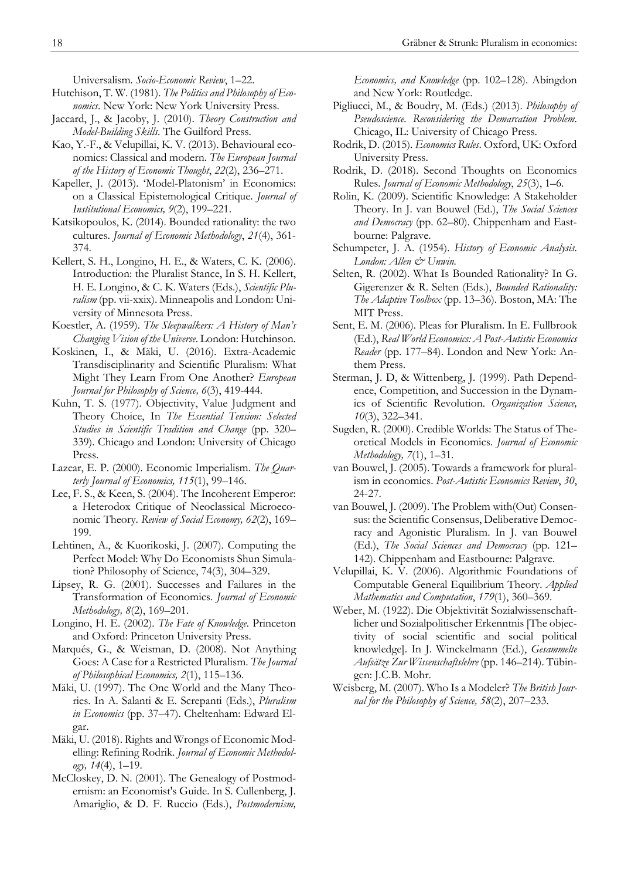Universalism. *Socio-Economic Review*, 1–22.

Hutchison, T. W. (1981). *The Politics and Philosophy of Economics*. New York: New York University Press.

Jaccard, J., & Jacoby, J. (2010). *Theory Construction and Model-Building Skills*. The Guilford Press.

Kao, Y.-F., & Velupillai, K. V. (2013). Behavioural economics: Classical and modern. *The European Journal of the History of Economic Thought*, *22*(2), 236–271.

Kapeller, J. (2013). 'Model-Platonism' in Economics: on a Classical Epistemological Critique. *Journal of Institutional Economics, 9*(2), 199–221.

Katsikopoulos, K. (2014). Bounded rationality: the two cultures. *Journal of Economic Methodology*, *21*(4), 361-374.

Kellert, S. H., Longino, H. E., & Waters, C. K. (2006). Introduction: the Pluralist Stance, In S. H. Kellert, H. E. Longino, & C. K. Waters (Eds.), *Scientific Pluralism* (pp. vii-xxix). Minneapolis and London: University of Minnesota Press.

Koestler, A. (1959). *The Sleepwalkers: A History of Man's Changing Vision of the Universe*. London: Hutchinson.

Koskinen, I., & Mäki, U. (2016). Extra-Academic Transdisciplinarity and Scientific Pluralism: What Might They Learn From One Another? *European Journal for Philosophy of Science, 6*(3), 419-444.

Kuhn, T. S. (1977). Objectivity, Value Judgment and Theory Choice, In *The Essential Tension: Selected Studies in Scientific Tradition and Change* (pp. 320–339). Chicago and London: University of Chicago Press.

Lazear, E. P. (2000). Economic Imperialism. *The Quarterly Journal of Economics, 115*(1), 99–146.

Lee, F. S., & Keen, S. (2004). The Incoherent Emperor: a Heterodox Critique of Neoclassical Microeconomic Theory. *Review of Social Economy, 62*(2), 169–199.

Lehtinen, A., & Kuorikoski, J. (2007). Computing the Perfect Model: Why Do Economists Shun Simulation? Philosophy of Science, 74(3), 304–329.

Lipsey, R. G. (2001). Successes and Failures in the Transformation of Economics. *Journal of Economic Methodology, 8*(2), 169–201.

Longino, H. E. (2002). *The Fate of Knowledge*. Princeton and Oxford: Princeton University Press.

Marqués, G., & Weisman, D. (2008). Not Anything Goes: A Case for a Restricted Pluralism. *The Journal of Philosophical Economics, 2*(1), 115–136.

Mäki, U. (1997). The One World and the Many Theories. In A. Salanti & E. Screpanti (Eds.), *Pluralism in Economics* (pp. 37–47). Cheltenham: Edward Elgar.

Mäki, U. (2018). Rights and Wrongs of Economic Modelling: Refining Rodrik. *Journal of Economic Methodology, 14*(4), 1–19.

McCloskey, D. N. (2001). The Genealogy of Postmodernism: an Economist's Guide. In S. Cullenberg, J. Amariglio, & D. F. Ruccio (Eds.), *Postmodernism, Economics, and Knowledge* (pp. 102–128). Abingdon and New York: Routledge.

Pigliucci, M., & Boudry, M. (Eds.) (2013). *Philosophy of Pseudoscience. Reconsidering the Demarcation Problem*. Chicago, IL: University of Chicago Press.

Rodrik, D. (2015). *Economics Rules*. Oxford, UK: Oxford University Press.

Rodrik, D. (2018). Second Thoughts on Economics Rules. *Journal of Economic Methodology*, *25*(3), 1–6.

Rolin, K. (2009). Scientific Knowledge: A Stakeholder Theory. In J. van Bouwel (Ed.), *The Social Sciences and Democracy* (pp. 62–80). Chippenham and Eastbourne: Palgrave.

Schumpeter, J. A. (1954). *History of Economic Analysis. London: Allen & Unwin.*

Selten, R. (2002). What Is Bounded Rationality? In G. Gigerenzer & R. Selten (Eds.), *Bounded Rationality: The Adaptive Toolbox* (pp. 13–36). Boston, MA: The MIT Press.

Sent, E. M. (2006). Pleas for Pluralism. In E. Fullbrook (Ed.), *Real World Economics: A Post-Autistic Economics Reader* (pp. 177–84). London and New York: Anthem Press.

Sterman, J. D, & Wittenberg, J. (1999). Path Dependence, Competition, and Succession in the Dynamics of Scientific Revolution. *Organization Science, 10*(3), 322–341.

Sugden, R. (2000). Credible Worlds: The Status of Theoretical Models in Economics. *Journal of Economic Methodology, 7*(1), 1–31.

van Bouwel, J. (2005). Towards a framework for pluralism in economics. *Post-Autistic Economics Review*, *30*, 24-27.

van Bouwel, J. (2009). The Problem with(Out) Consensus: the Scientific Consensus, Deliberative Democracy and Agonistic Pluralism. In J. van Bouwel (Ed.), *The Social Sciences and Democracy* (pp. 121–142). Chippenham and Eastbourne: Palgrave.

Velupillai, K. V. (2006). Algorithmic Foundations of Computable General Equilibrium Theory. *Applied Mathematics and Computation*, *179*(1), 360–369.

Weber, M. (1922). Die Objektivität Sozialwissenschaftlicher und Sozialpolitischer Erkenntnis [The objectivity of social scientific and social political knowledge]. In J. Winckelmann (Ed.), *Gesammelte Aufsätze Zur Wissenschaftslehre* (pp. 146–214). Tübingen: J.C.B. Mohr.

Weisberg, M. (2007). Who Is a Modeler? *The British Journal for the Philosophy of Science, 58*(2), 207–233.